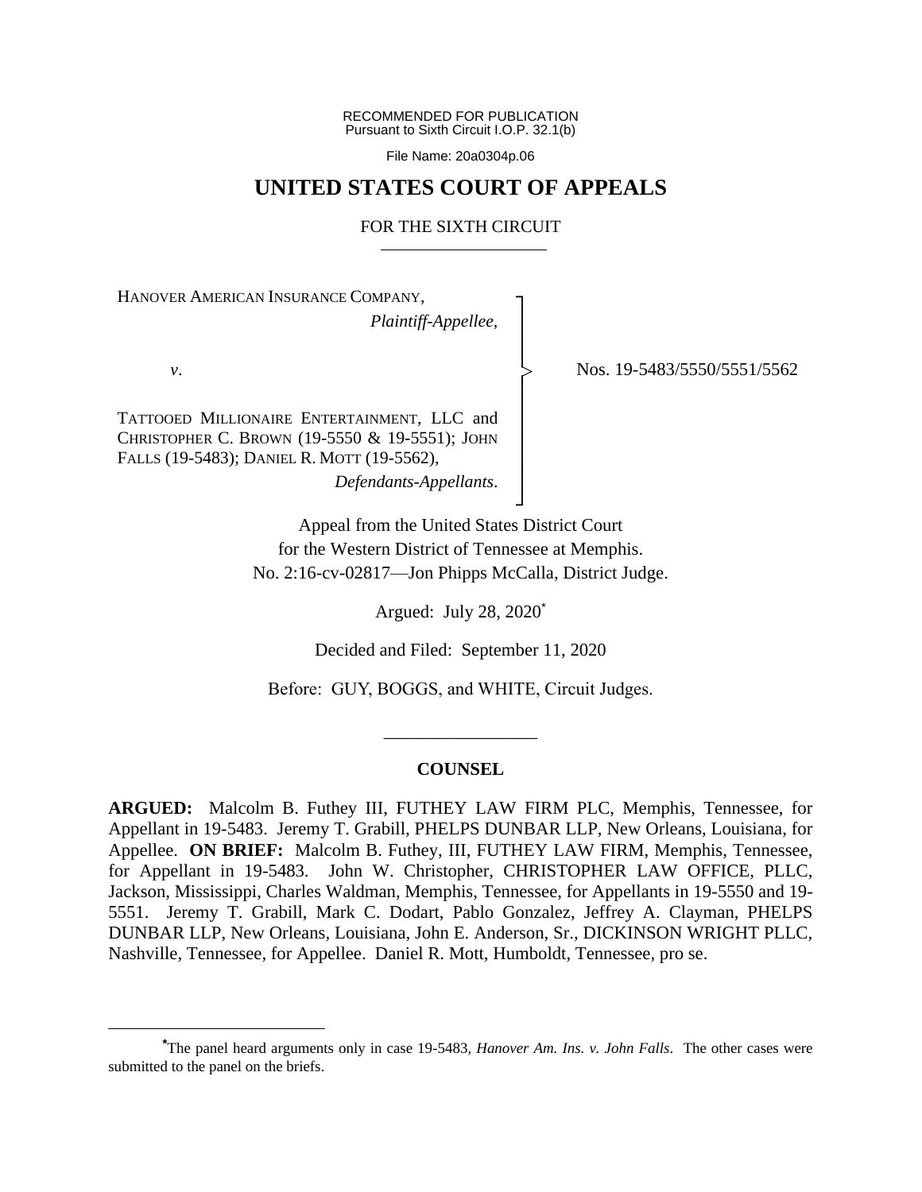RECOMMENDED FOR PUBLICATION
Pursuant to Sixth Circuit I.O.P. 32.1(b)

File Name: 20a0304p.06

# UNITED STATES COURT OF APPEALS

## FOR THE SIXTH CIRCUIT

HANOVER AMERICAN INSURANCE COMPANY,
*Plaintiff-Appellee*,

*v*.

TATTOOED MILLIONAIRE ENTERTAINMENT, LLC and CHRISTOPHER C. BROWN (19-5550 & 19-5551); JOHN FALLS (19-5483); DANIEL R. MOTT (19-5562),
*Defendants-Appellants*.

Nos. 19-5483/5550/5551/5562

Appeal from the United States District Court
for the Western District of Tennessee at Memphis.
No. 2:16-cv-02817—Jon Phipps McCalla, District Judge.

Argued: July 28, 2020[*]

Decided and Filed: September 11, 2020

Before: GUY, BOGGS, and WHITE, Circuit Judges.

---

**COUNSEL**

**ARGUED:** Malcolm B. Futhey III, FUTHEY LAW FIRM PLC, Memphis, Tennessee, for Appellant in 19-5483. Jeremy T. Grabill, PHELPS DUNBAR LLP, New Orleans, Louisiana, for Appellee. **ON BRIEF:** Malcolm B. Futhey, III, FUTHEY LAW FIRM, Memphis, Tennessee, for Appellant in 19-5483. John W. Christopher, CHRISTOPHER LAW OFFICE, PLLC, Jackson, Mississippi, Charles Waldman, Memphis, Tennessee, for Appellants in 19-5550 and 19-5551. Jeremy T. Grabill, Mark C. Dodart, Pablo Gonzalez, Jeffrey A. Clayman, PHELPS DUNBAR LLP, New Orleans, Louisiana, John E. Anderson, Sr., DICKINSON WRIGHT PLLC, Nashville, Tennessee, for Appellee. Daniel R. Mott, Humboldt, Tennessee, pro se.

---

[*]The panel heard arguments only in case 19-5483, *Hanover Am. Ins. v. John Falls*. The other cases were submitted to the panel on the briefs.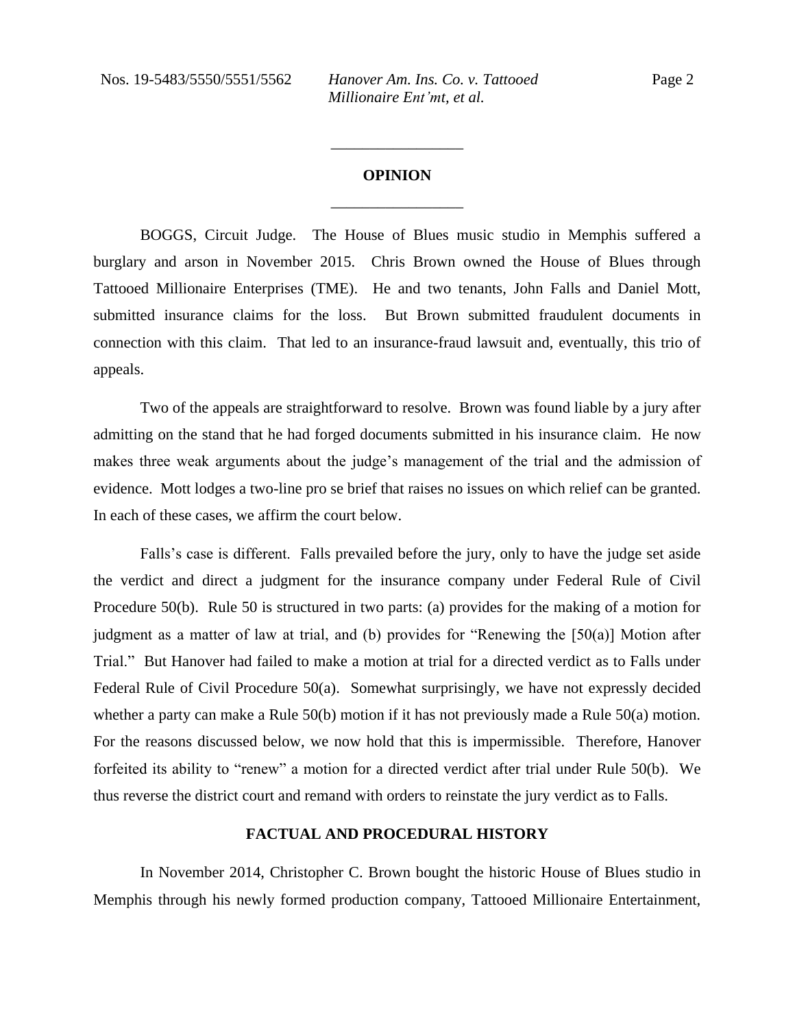## OPINION

BOGGS, Circuit Judge. The House of Blues music studio in Memphis suffered a burglary and arson in November 2015. Chris Brown owned the House of Blues through Tattooed Millionaire Enterprises (TME). He and two tenants, John Falls and Daniel Mott, submitted insurance claims for the loss. But Brown submitted fraudulent documents in connection with this claim. That led to an insurance-fraud lawsuit and, eventually, this trio of appeals.

Two of the appeals are straightforward to resolve. Brown was found liable by a jury after admitting on the stand that he had forged documents submitted in his insurance claim. He now makes three weak arguments about the judge's management of the trial and the admission of evidence. Mott lodges a two-line pro se brief that raises no issues on which relief can be granted. In each of these cases, we affirm the court below.

Falls's case is different. Falls prevailed before the jury, only to have the judge set aside the verdict and direct a judgment for the insurance company under Federal Rule of Civil Procedure 50(b). Rule 50 is structured in two parts: (a) provides for the making of a motion for judgment as a matter of law at trial, and (b) provides for "Renewing the [50(a)] Motion after Trial." But Hanover had failed to make a motion at trial for a directed verdict as to Falls under Federal Rule of Civil Procedure 50(a). Somewhat surprisingly, we have not expressly decided whether a party can make a Rule 50(b) motion if it has not previously made a Rule 50(a) motion. For the reasons discussed below, we now hold that this is impermissible. Therefore, Hanover forfeited its ability to "renew" a motion for a directed verdict after trial under Rule 50(b). We thus reverse the district court and remand with orders to reinstate the jury verdict as to Falls.

## FACTUAL AND PROCEDURAL HISTORY

In November 2014, Christopher C. Brown bought the historic House of Blues studio in Memphis through his newly formed production company, Tattooed Millionaire Entertainment,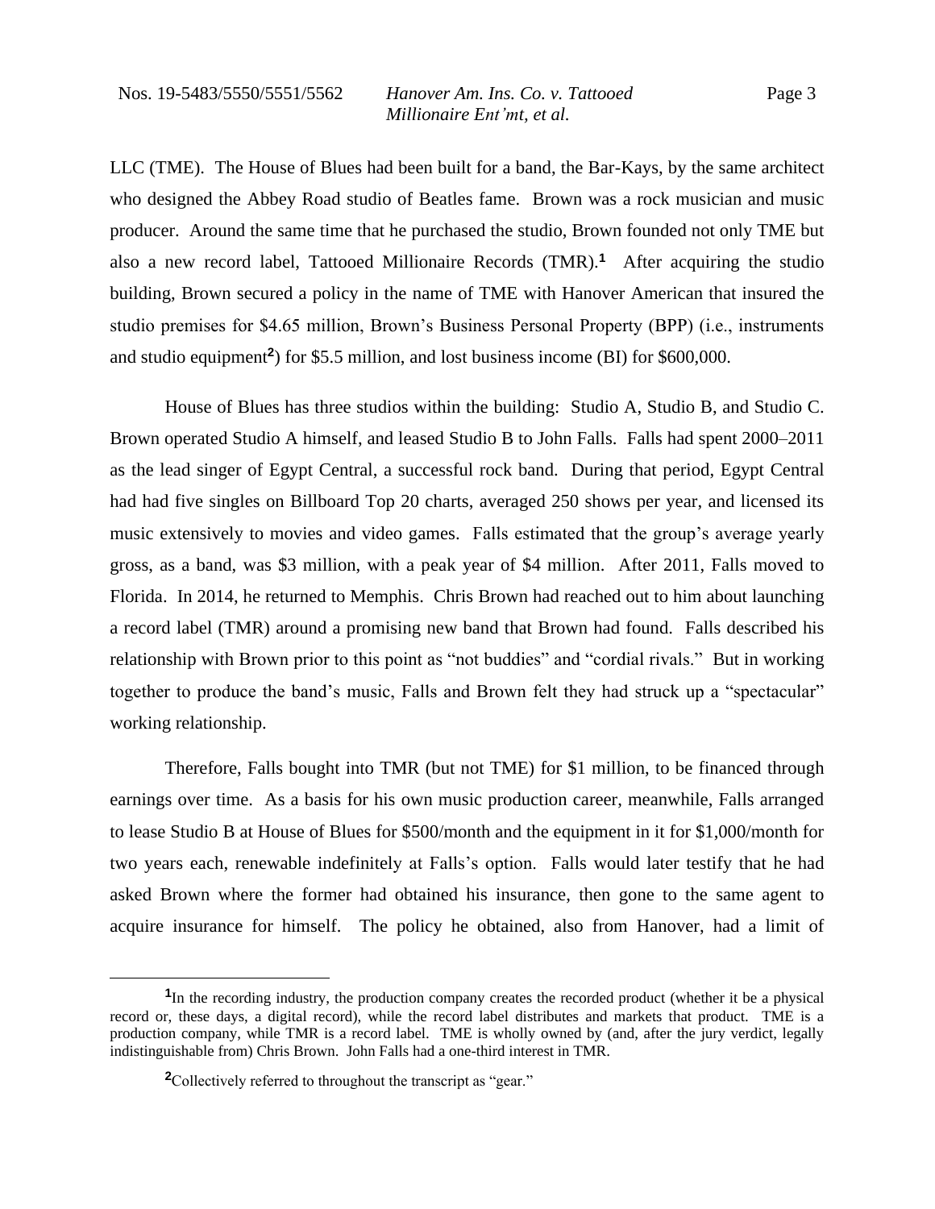LLC (TME). The House of Blues had been built for a band, the Bar-Kays, by the same architect who designed the Abbey Road studio of Beatles fame. Brown was a rock musician and music producer. Around the same time that he purchased the studio, Brown founded not only TME but also a new record label, Tattooed Millionaire Records (TMR).[1] After acquiring the studio building, Brown secured a policy in the name of TME with Hanover American that insured the studio premises for $4.65 million, Brown's Business Personal Property (BPP) (i.e., instruments and studio equipment[2]) for $5.5 million, and lost business income (BI) for $600,000.

House of Blues has three studios within the building: Studio A, Studio B, and Studio C. Brown operated Studio A himself, and leased Studio B to John Falls. Falls had spent 2000–2011 as the lead singer of Egypt Central, a successful rock band. During that period, Egypt Central had had five singles on Billboard Top 20 charts, averaged 250 shows per year, and licensed its music extensively to movies and video games. Falls estimated that the group's average yearly gross, as a band, was $3 million, with a peak year of $4 million. After 2011, Falls moved to Florida. In 2014, he returned to Memphis. Chris Brown had reached out to him about launching a record label (TMR) around a promising new band that Brown had found. Falls described his relationship with Brown prior to this point as "not buddies" and "cordial rivals." But in working together to produce the band's music, Falls and Brown felt they had struck up a "spectacular" working relationship.

Therefore, Falls bought into TMR (but not TME) for $1 million, to be financed through earnings over time. As a basis for his own music production career, meanwhile, Falls arranged to lease Studio B at House of Blues for $500/month and the equipment in it for $1,000/month for two years each, renewable indefinitely at Falls's option. Falls would later testify that he had asked Brown where the former had obtained his insurance, then gone to the same agent to acquire insurance for himself. The policy he obtained, also from Hanover, had a limit of

---

[1] In the recording industry, the production company creates the recorded product (whether it be a physical record or, these days, a digital record), while the record label distributes and markets that product. TME is a production company, while TMR is a record label. TME is wholly owned by (and, after the jury verdict, legally indistinguishable from) Chris Brown. John Falls had a one-third interest in TMR.

[2] Collectively referred to throughout the transcript as "gear."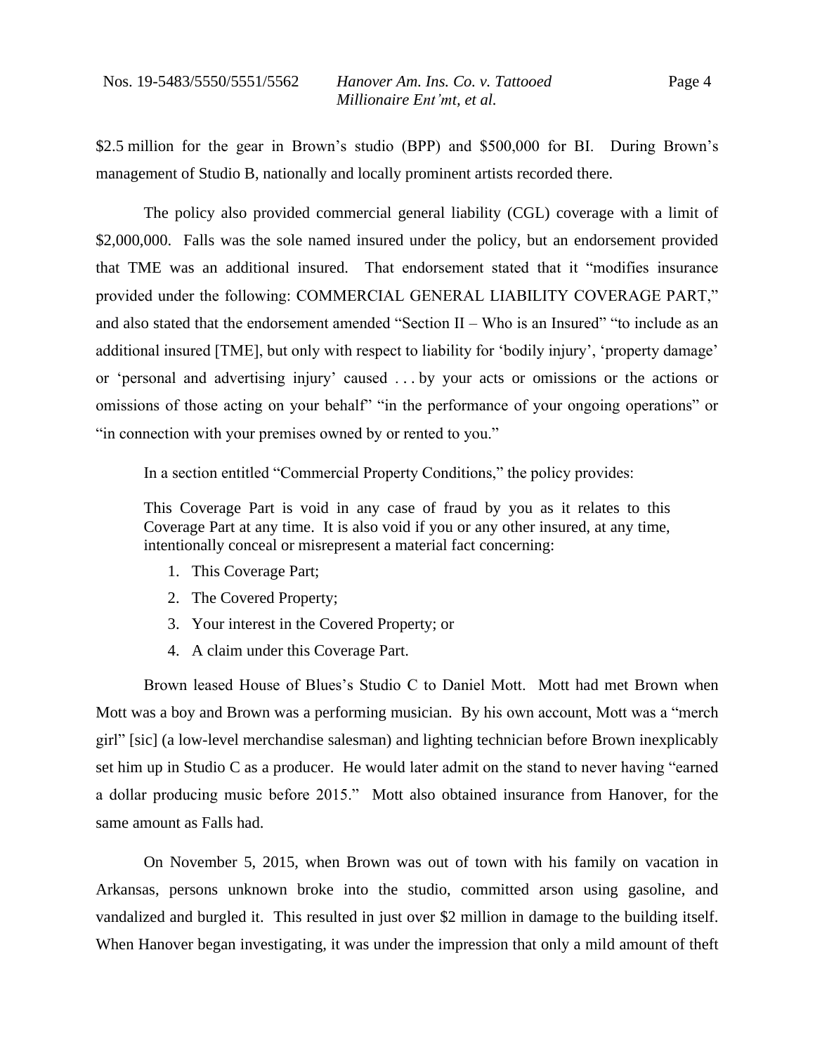$2.5 million for the gear in Brown's studio (BPP) and $500,000 for BI. During Brown's management of Studio B, nationally and locally prominent artists recorded there.

The policy also provided commercial general liability (CGL) coverage with a limit of $2,000,000. Falls was the sole named insured under the policy, but an endorsement provided that TME was an additional insured. That endorsement stated that it "modifies insurance provided under the following: COMMERCIAL GENERAL LIABILITY COVERAGE PART," and also stated that the endorsement amended "Section II – Who is an Insured" "to include as an additional insured [TME], but only with respect to liability for 'bodily injury', 'property damage' or 'personal and advertising injury' caused . . . by your acts or omissions or the actions or omissions of those acting on your behalf" "in the performance of your ongoing operations" or "in connection with your premises owned by or rented to you."

In a section entitled "Commercial Property Conditions," the policy provides:

> This Coverage Part is void in any case of fraud by you as it relates to this Coverage Part at any time. It is also void if you or any other insured, at any time, intentionally conceal or misrepresent a material fact concerning:
>
> 1. This Coverage Part;
> 2. The Covered Property;
> 3. Your interest in the Covered Property; or
> 4. A claim under this Coverage Part.

Brown leased House of Blues's Studio C to Daniel Mott. Mott had met Brown when Mott was a boy and Brown was a performing musician. By his own account, Mott was a "merch girl" [sic] (a low-level merchandise salesman) and lighting technician before Brown inexplicably set him up in Studio C as a producer. He would later admit on the stand to never having "earned a dollar producing music before 2015." Mott also obtained insurance from Hanover, for the same amount as Falls had.

On November 5, 2015, when Brown was out of town with his family on vacation in Arkansas, persons unknown broke into the studio, committed arson using gasoline, and vandalized and burgled it. This resulted in just over $2 million in damage to the building itself. When Hanover began investigating, it was under the impression that only a mild amount of theft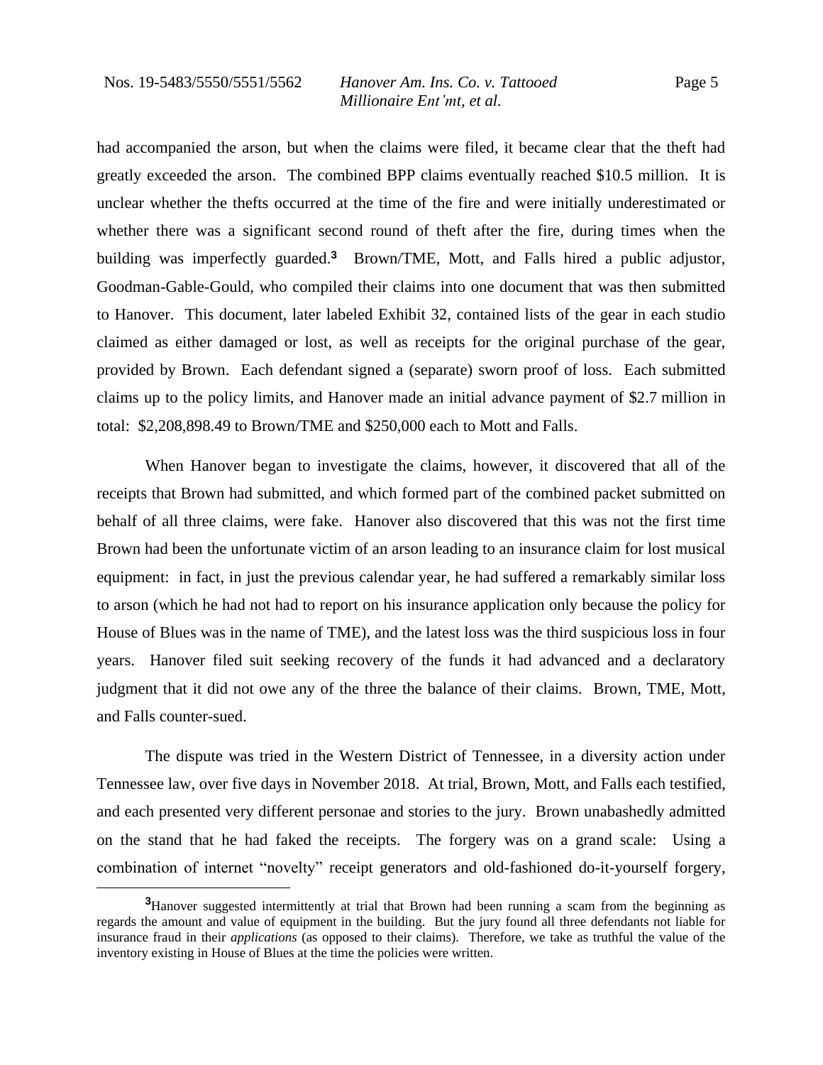had accompanied the arson, but when the claims were filed, it became clear that the theft had greatly exceeded the arson. The combined BPP claims eventually reached $10.5 million. It is unclear whether the thefts occurred at the time of the fire and were initially underestimated or whether there was a significant second round of theft after the fire, during times when the building was imperfectly guarded.[3] Brown/TME, Mott, and Falls hired a public adjustor, Goodman-Gable-Gould, who compiled their claims into one document that was then submitted to Hanover. This document, later labeled Exhibit 32, contained lists of the gear in each studio claimed as either damaged or lost, as well as receipts for the original purchase of the gear, provided by Brown. Each defendant signed a (separate) sworn proof of loss. Each submitted claims up to the policy limits, and Hanover made an initial advance payment of $2.7 million in total: $2,208,898.49 to Brown/TME and $250,000 each to Mott and Falls.

When Hanover began to investigate the claims, however, it discovered that all of the receipts that Brown had submitted, and which formed part of the combined packet submitted on behalf of all three claims, were fake. Hanover also discovered that this was not the first time Brown had been the unfortunate victim of an arson leading to an insurance claim for lost musical equipment: in fact, in just the previous calendar year, he had suffered a remarkably similar loss to arson (which he had not had to report on his insurance application only because the policy for House of Blues was in the name of TME), and the latest loss was the third suspicious loss in four years. Hanover filed suit seeking recovery of the funds it had advanced and a declaratory judgment that it did not owe any of the three the balance of their claims. Brown, TME, Mott, and Falls counter-sued.

The dispute was tried in the Western District of Tennessee, in a diversity action under Tennessee law, over five days in November 2018. At trial, Brown, Mott, and Falls each testified, and each presented very different personae and stories to the jury. Brown unabashedly admitted on the stand that he had faked the receipts. The forgery was on a grand scale: Using a combination of internet "novelty" receipt generators and old-fashioned do-it-yourself forgery,

---

[3] Hanover suggested intermittently at trial that Brown had been running a scam from the beginning as regards the amount and value of equipment in the building. But the jury found all three defendants not liable for insurance fraud in their *applications* (as opposed to their claims). Therefore, we take as truthful the value of the inventory existing in House of Blues at the time the policies were written.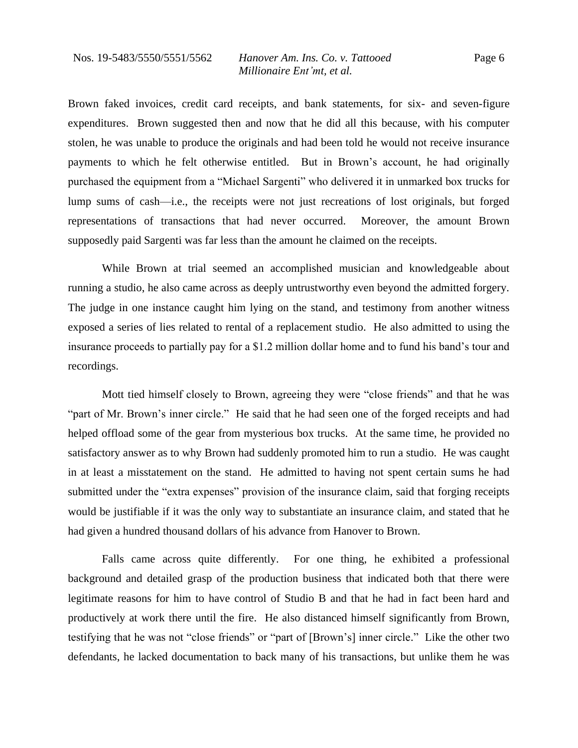Brown faked invoices, credit card receipts, and bank statements, for six- and seven-figure expenditures. Brown suggested then and now that he did all this because, with his computer stolen, he was unable to produce the originals and had been told he would not receive insurance payments to which he felt otherwise entitled. But in Brown's account, he had originally purchased the equipment from a "Michael Sargenti" who delivered it in unmarked box trucks for lump sums of cash—i.e., the receipts were not just recreations of lost originals, but forged representations of transactions that had never occurred. Moreover, the amount Brown supposedly paid Sargenti was far less than the amount he claimed on the receipts.

While Brown at trial seemed an accomplished musician and knowledgeable about running a studio, he also came across as deeply untrustworthy even beyond the admitted forgery. The judge in one instance caught him lying on the stand, and testimony from another witness exposed a series of lies related to rental of a replacement studio. He also admitted to using the insurance proceeds to partially pay for a $1.2 million dollar home and to fund his band's tour and recordings.

Mott tied himself closely to Brown, agreeing they were "close friends" and that he was "part of Mr. Brown's inner circle." He said that he had seen one of the forged receipts and had helped offload some of the gear from mysterious box trucks. At the same time, he provided no satisfactory answer as to why Brown had suddenly promoted him to run a studio. He was caught in at least a misstatement on the stand. He admitted to having not spent certain sums he had submitted under the "extra expenses" provision of the insurance claim, said that forging receipts would be justifiable if it was the only way to substantiate an insurance claim, and stated that he had given a hundred thousand dollars of his advance from Hanover to Brown.

Falls came across quite differently. For one thing, he exhibited a professional background and detailed grasp of the production business that indicated both that there were legitimate reasons for him to have control of Studio B and that he had in fact been hard and productively at work there until the fire. He also distanced himself significantly from Brown, testifying that he was not "close friends" or "part of [Brown's] inner circle." Like the other two defendants, he lacked documentation to back many of his transactions, but unlike them he was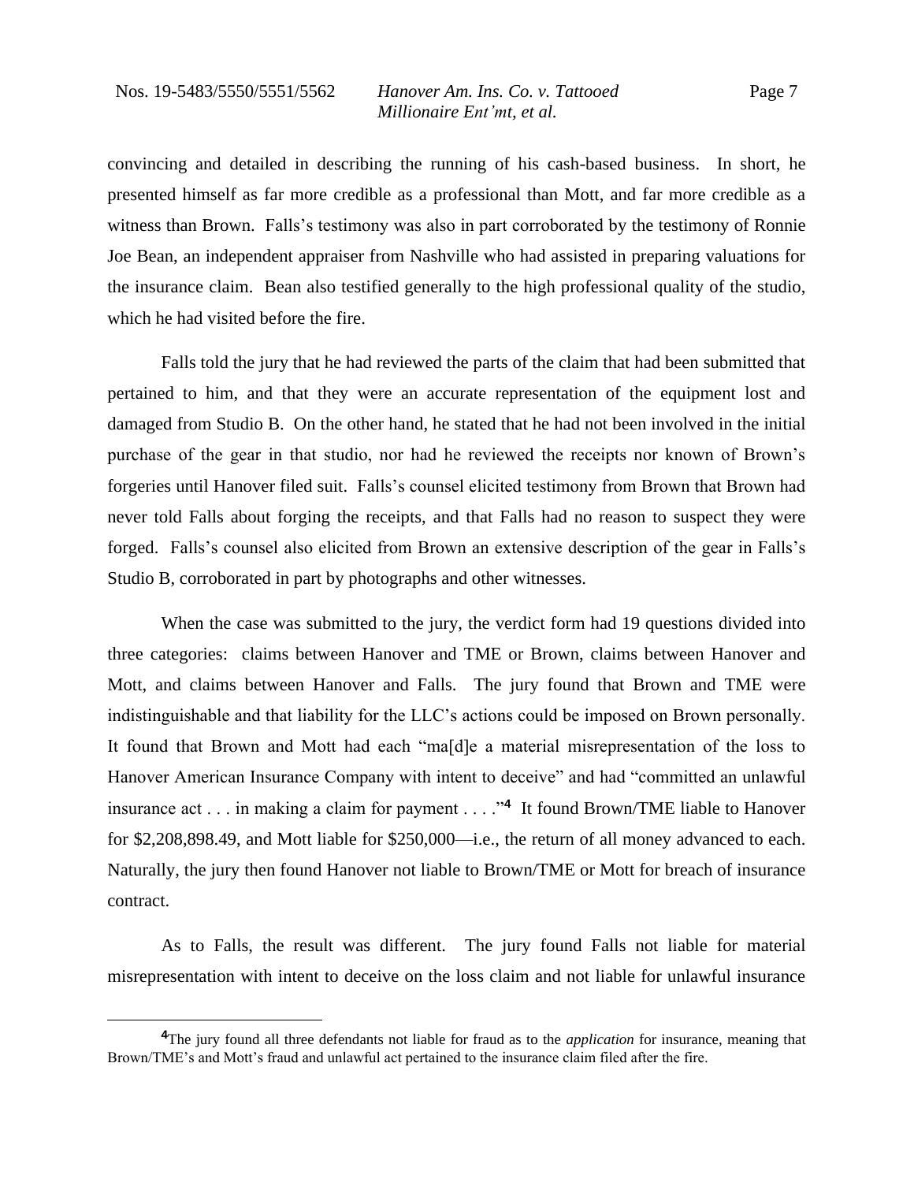convincing and detailed in describing the running of his cash-based business. In short, he presented himself as far more credible as a professional than Mott, and far more credible as a witness than Brown. Falls's testimony was also in part corroborated by the testimony of Ronnie Joe Bean, an independent appraiser from Nashville who had assisted in preparing valuations for the insurance claim. Bean also testified generally to the high professional quality of the studio, which he had visited before the fire.

Falls told the jury that he had reviewed the parts of the claim that had been submitted that pertained to him, and that they were an accurate representation of the equipment lost and damaged from Studio B. On the other hand, he stated that he had not been involved in the initial purchase of the gear in that studio, nor had he reviewed the receipts nor known of Brown's forgeries until Hanover filed suit. Falls's counsel elicited testimony from Brown that Brown had never told Falls about forging the receipts, and that Falls had no reason to suspect they were forged. Falls's counsel also elicited from Brown an extensive description of the gear in Falls's Studio B, corroborated in part by photographs and other witnesses.

When the case was submitted to the jury, the verdict form had 19 questions divided into three categories: claims between Hanover and TME or Brown, claims between Hanover and Mott, and claims between Hanover and Falls. The jury found that Brown and TME were indistinguishable and that liability for the LLC's actions could be imposed on Brown personally. It found that Brown and Mott had each "ma[d]e a material misrepresentation of the loss to Hanover American Insurance Company with intent to deceive" and had "committed an unlawful insurance act . . . in making a claim for payment . . . ."[4] It found Brown/TME liable to Hanover for $2,208,898.49, and Mott liable for $250,000—i.e., the return of all money advanced to each. Naturally, the jury then found Hanover not liable to Brown/TME or Mott for breach of insurance contract.

As to Falls, the result was different. The jury found Falls not liable for material misrepresentation with intent to deceive on the loss claim and not liable for unlawful insurance

[4] The jury found all three defendants not liable for fraud as to the *application* for insurance, meaning that Brown/TME's and Mott's fraud and unlawful act pertained to the insurance claim filed after the fire.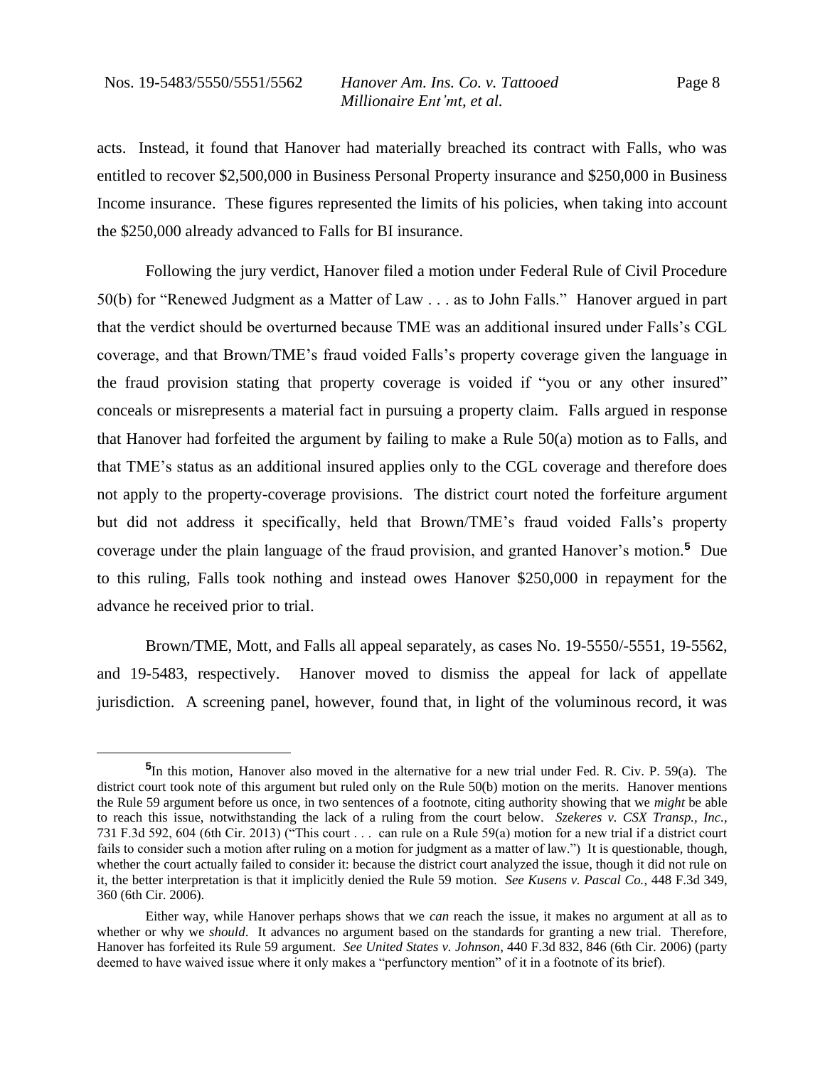acts. Instead, it found that Hanover had materially breached its contract with Falls, who was entitled to recover $2,500,000 in Business Personal Property insurance and $250,000 in Business Income insurance. These figures represented the limits of his policies, when taking into account the $250,000 already advanced to Falls for BI insurance.

Following the jury verdict, Hanover filed a motion under Federal Rule of Civil Procedure 50(b) for "Renewed Judgment as a Matter of Law . . . as to John Falls." Hanover argued in part that the verdict should be overturned because TME was an additional insured under Falls's CGL coverage, and that Brown/TME's fraud voided Falls's property coverage given the language in the fraud provision stating that property coverage is voided if "you or any other insured" conceals or misrepresents a material fact in pursuing a property claim. Falls argued in response that Hanover had forfeited the argument by failing to make a Rule 50(a) motion as to Falls, and that TME's status as an additional insured applies only to the CGL coverage and therefore does not apply to the property-coverage provisions. The district court noted the forfeiture argument but did not address it specifically, held that Brown/TME's fraud voided Falls's property coverage under the plain language of the fraud provision, and granted Hanover's motion.[5] Due to this ruling, Falls took nothing and instead owes Hanover $250,000 in repayment for the advance he received prior to trial.

Brown/TME, Mott, and Falls all appeal separately, as cases No. 19-5550/-5551, 19-5562, and 19-5483, respectively. Hanover moved to dismiss the appeal for lack of appellate jurisdiction. A screening panel, however, found that, in light of the voluminous record, it was

---

[5]In this motion, Hanover also moved in the alternative for a new trial under Fed. R. Civ. P. 59(a). The district court took note of this argument but ruled only on the Rule 50(b) motion on the merits. Hanover mentions the Rule 59 argument before us once, in two sentences of a footnote, citing authority showing that we *might* be able to reach this issue, notwithstanding the lack of a ruling from the court below. *Szekeres v. CSX Transp., Inc.*, 731 F.3d 592, 604 (6th Cir. 2013) ("This court . . . can rule on a Rule 59(a) motion for a new trial if a district court fails to consider such a motion after ruling on a motion for judgment as a matter of law.") It is questionable, though, whether the court actually failed to consider it: because the district court analyzed the issue, though it did not rule on it, the better interpretation is that it implicitly denied the Rule 59 motion. *See Kusens v. Pascal Co.*, 448 F.3d 349, 360 (6th Cir. 2006).

Either way, while Hanover perhaps shows that we *can* reach the issue, it makes no argument at all as to whether or why we *should*. It advances no argument based on the standards for granting a new trial. Therefore, Hanover has forfeited its Rule 59 argument. *See United States v. Johnson*, 440 F.3d 832, 846 (6th Cir. 2006) (party deemed to have waived issue where it only makes a "perfunctory mention" of it in a footnote of its brief).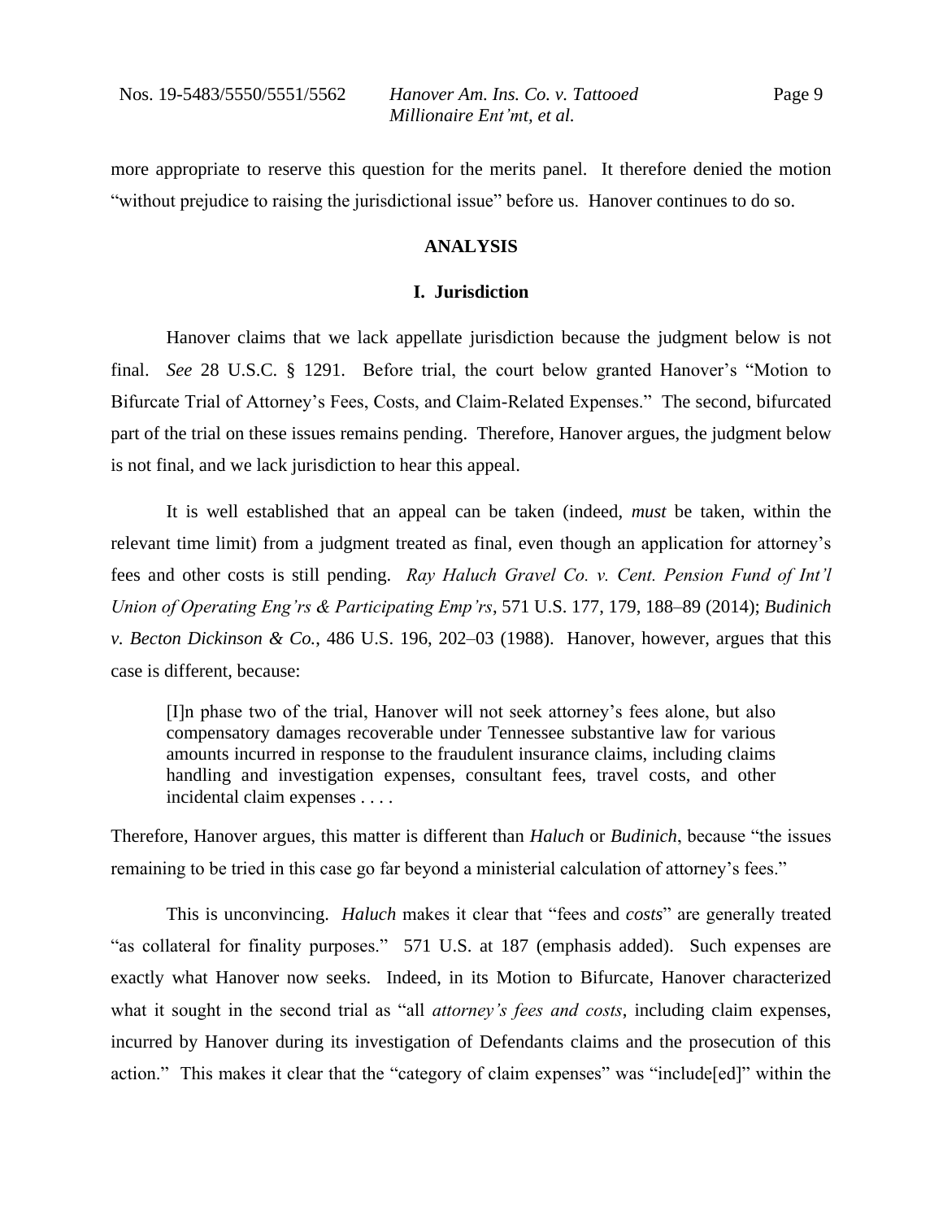more appropriate to reserve this question for the merits panel. It therefore denied the motion "without prejudice to raising the jurisdictional issue" before us. Hanover continues to do so.

## ANALYSIS

### I. Jurisdiction

Hanover claims that we lack appellate jurisdiction because the judgment below is not final. *See* 28 U.S.C. § 1291. Before trial, the court below granted Hanover's "Motion to Bifurcate Trial of Attorney's Fees, Costs, and Claim-Related Expenses." The second, bifurcated part of the trial on these issues remains pending. Therefore, Hanover argues, the judgment below is not final, and we lack jurisdiction to hear this appeal.

It is well established that an appeal can be taken (indeed, *must* be taken, within the relevant time limit) from a judgment treated as final, even though an application for attorney's fees and other costs is still pending. *Ray Haluch Gravel Co. v. Cent. Pension Fund of Int'l Union of Operating Eng'rs & Participating Emp'rs*, 571 U.S. 177, 179, 188–89 (2014); *Budinich v. Becton Dickinson & Co.*, 486 U.S. 196, 202–03 (1988). Hanover, however, argues that this case is different, because:

> [I]n phase two of the trial, Hanover will not seek attorney's fees alone, but also compensatory damages recoverable under Tennessee substantive law for various amounts incurred in response to the fraudulent insurance claims, including claims handling and investigation expenses, consultant fees, travel costs, and other incidental claim expenses . . . .

Therefore, Hanover argues, this matter is different than *Haluch* or *Budinich*, because "the issues remaining to be tried in this case go far beyond a ministerial calculation of attorney's fees."

This is unconvincing. *Haluch* makes it clear that "fees and *costs*" are generally treated "as collateral for finality purposes." 571 U.S. at 187 (emphasis added). Such expenses are exactly what Hanover now seeks. Indeed, in its Motion to Bifurcate, Hanover characterized what it sought in the second trial as "all *attorney's fees and costs*, including claim expenses, incurred by Hanover during its investigation of Defendants claims and the prosecution of this action." This makes it clear that the "category of claim expenses" was "include[ed]" within the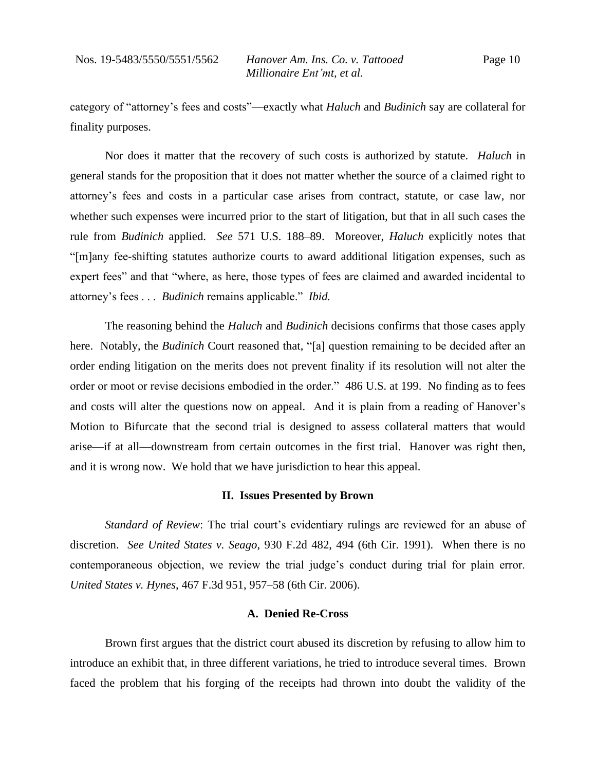category of "attorney's fees and costs"—exactly what *Haluch* and *Budinich* say are collateral for finality purposes.

Nor does it matter that the recovery of such costs is authorized by statute. *Haluch* in general stands for the proposition that it does not matter whether the source of a claimed right to attorney's fees and costs in a particular case arises from contract, statute, or case law, nor whether such expenses were incurred prior to the start of litigation, but that in all such cases the rule from *Budinich* applied. *See* 571 U.S. 188–89. Moreover, *Haluch* explicitly notes that "[m]any fee-shifting statutes authorize courts to award additional litigation expenses, such as expert fees" and that "where, as here, those types of fees are claimed and awarded incidental to attorney's fees . . . *Budinich* remains applicable." *Ibid.*

The reasoning behind the *Haluch* and *Budinich* decisions confirms that those cases apply here. Notably, the *Budinich* Court reasoned that, "[a] question remaining to be decided after an order ending litigation on the merits does not prevent finality if its resolution will not alter the order or moot or revise decisions embodied in the order." 486 U.S. at 199. No finding as to fees and costs will alter the questions now on appeal. And it is plain from a reading of Hanover's Motion to Bifurcate that the second trial is designed to assess collateral matters that would arise—if at all—downstream from certain outcomes in the first trial. Hanover was right then, and it is wrong now. We hold that we have jurisdiction to hear this appeal.

## II. Issues Presented by Brown

*Standard of Review*: The trial court's evidentiary rulings are reviewed for an abuse of discretion. *See United States v. Seago*, 930 F.2d 482, 494 (6th Cir. 1991). When there is no contemporaneous objection, we review the trial judge's conduct during trial for plain error. *United States v. Hynes*, 467 F.3d 951, 957–58 (6th Cir. 2006).

### A. Denied Re-Cross

Brown first argues that the district court abused its discretion by refusing to allow him to introduce an exhibit that, in three different variations, he tried to introduce several times. Brown faced the problem that his forging of the receipts had thrown into doubt the validity of the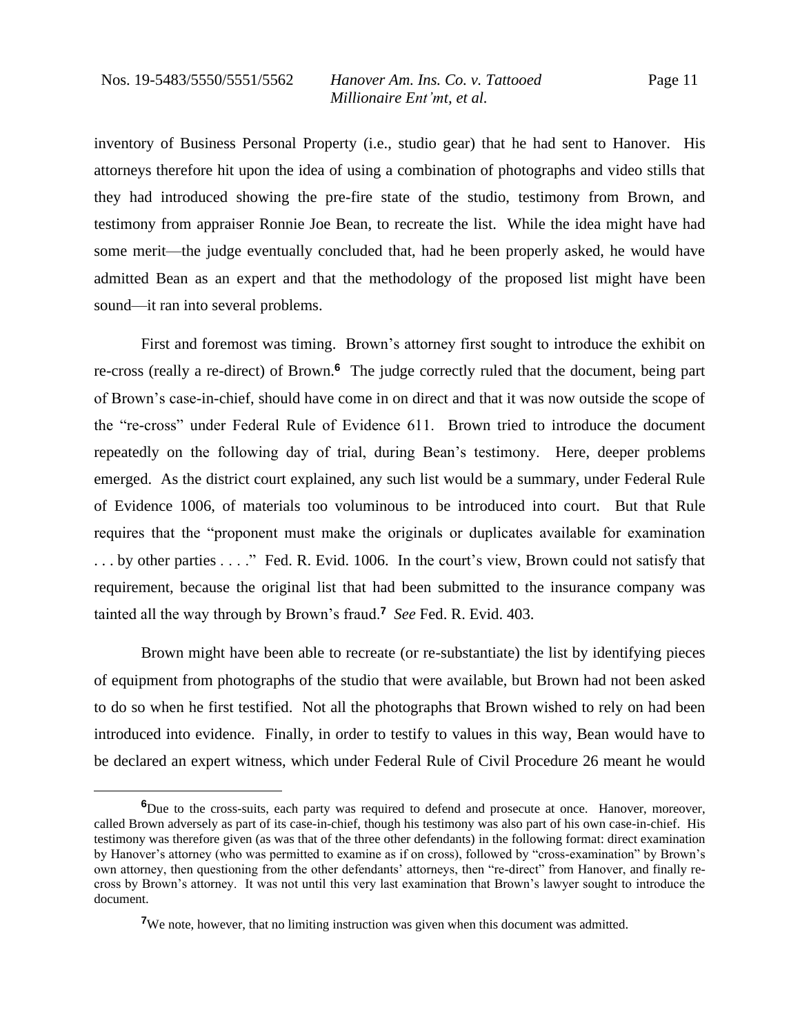inventory of Business Personal Property (i.e., studio gear) that he had sent to Hanover. His attorneys therefore hit upon the idea of using a combination of photographs and video stills that they had introduced showing the pre-fire state of the studio, testimony from Brown, and testimony from appraiser Ronnie Joe Bean, to recreate the list. While the idea might have had some merit—the judge eventually concluded that, had he been properly asked, he would have admitted Bean as an expert and that the methodology of the proposed list might have been sound—it ran into several problems.

First and foremost was timing. Brown's attorney first sought to introduce the exhibit on re-cross (really a re-direct) of Brown.[6] The judge correctly ruled that the document, being part of Brown's case-in-chief, should have come in on direct and that it was now outside the scope of the "re-cross" under Federal Rule of Evidence 611. Brown tried to introduce the document repeatedly on the following day of trial, during Bean's testimony. Here, deeper problems emerged. As the district court explained, any such list would be a summary, under Federal Rule of Evidence 1006, of materials too voluminous to be introduced into court. But that Rule requires that the "proponent must make the originals or duplicates available for examination . . . by other parties . . . ." Fed. R. Evid. 1006. In the court's view, Brown could not satisfy that requirement, because the original list that had been submitted to the insurance company was tainted all the way through by Brown's fraud.[7] *See* Fed. R. Evid. 403.

Brown might have been able to recreate (or re-substantiate) the list by identifying pieces of equipment from photographs of the studio that were available, but Brown had not been asked to do so when he first testified. Not all the photographs that Brown wished to rely on had been introduced into evidence. Finally, in order to testify to values in this way, Bean would have to be declared an expert witness, which under Federal Rule of Civil Procedure 26 meant he would

---

[6]Due to the cross-suits, each party was required to defend and prosecute at once. Hanover, moreover, called Brown adversely as part of its case-in-chief, though his testimony was also part of his own case-in-chief. His testimony was therefore given (as was that of the three other defendants) in the following format: direct examination by Hanover's attorney (who was permitted to examine as if on cross), followed by "cross-examination" by Brown's own attorney, then questioning from the other defendants' attorneys, then "re-direct" from Hanover, and finally re-cross by Brown's attorney. It was not until this very last examination that Brown's lawyer sought to introduce the document.

[7]We note, however, that no limiting instruction was given when this document was admitted.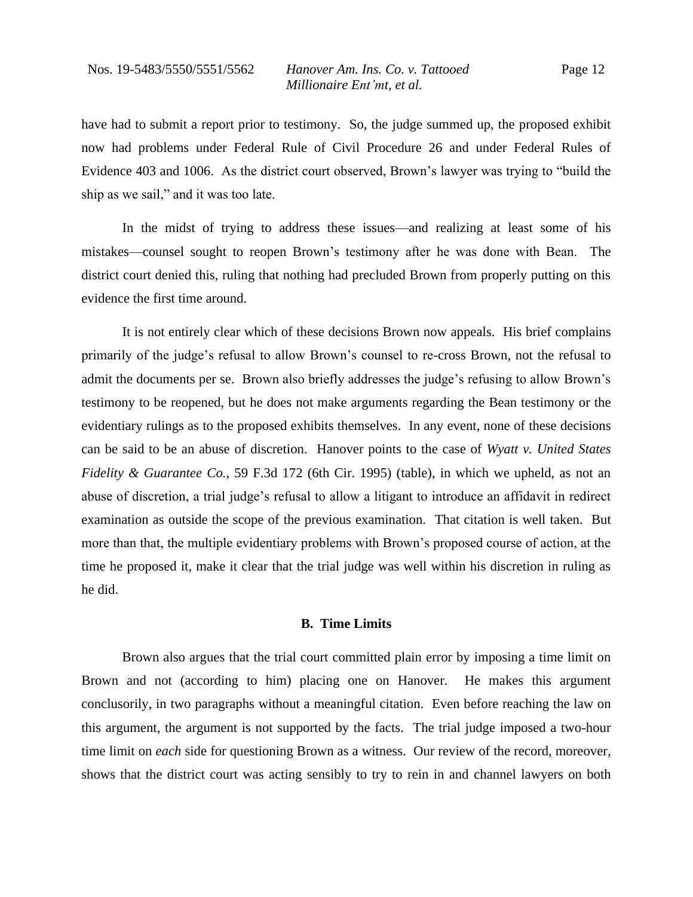have had to submit a report prior to testimony. So, the judge summed up, the proposed exhibit now had problems under Federal Rule of Civil Procedure 26 and under Federal Rules of Evidence 403 and 1006. As the district court observed, Brown's lawyer was trying to "build the ship as we sail," and it was too late.

In the midst of trying to address these issues—and realizing at least some of his mistakes—counsel sought to reopen Brown's testimony after he was done with Bean. The district court denied this, ruling that nothing had precluded Brown from properly putting on this evidence the first time around.

It is not entirely clear which of these decisions Brown now appeals. His brief complains primarily of the judge's refusal to allow Brown's counsel to re-cross Brown, not the refusal to admit the documents per se. Brown also briefly addresses the judge's refusing to allow Brown's testimony to be reopened, but he does not make arguments regarding the Bean testimony or the evidentiary rulings as to the proposed exhibits themselves. In any event, none of these decisions can be said to be an abuse of discretion. Hanover points to the case of *Wyatt v. United States Fidelity & Guarantee Co.*, 59 F.3d 172 (6th Cir. 1995) (table), in which we upheld, as not an abuse of discretion, a trial judge's refusal to allow a litigant to introduce an affidavit in redirect examination as outside the scope of the previous examination. That citation is well taken. But more than that, the multiple evidentiary problems with Brown's proposed course of action, at the time he proposed it, make it clear that the trial judge was well within his discretion in ruling as he did.

### B. Time Limits

Brown also argues that the trial court committed plain error by imposing a time limit on Brown and not (according to him) placing one on Hanover. He makes this argument conclusorily, in two paragraphs without a meaningful citation. Even before reaching the law on this argument, the argument is not supported by the facts. The trial judge imposed a two-hour time limit on *each* side for questioning Brown as a witness. Our review of the record, moreover, shows that the district court was acting sensibly to try to rein in and channel lawyers on both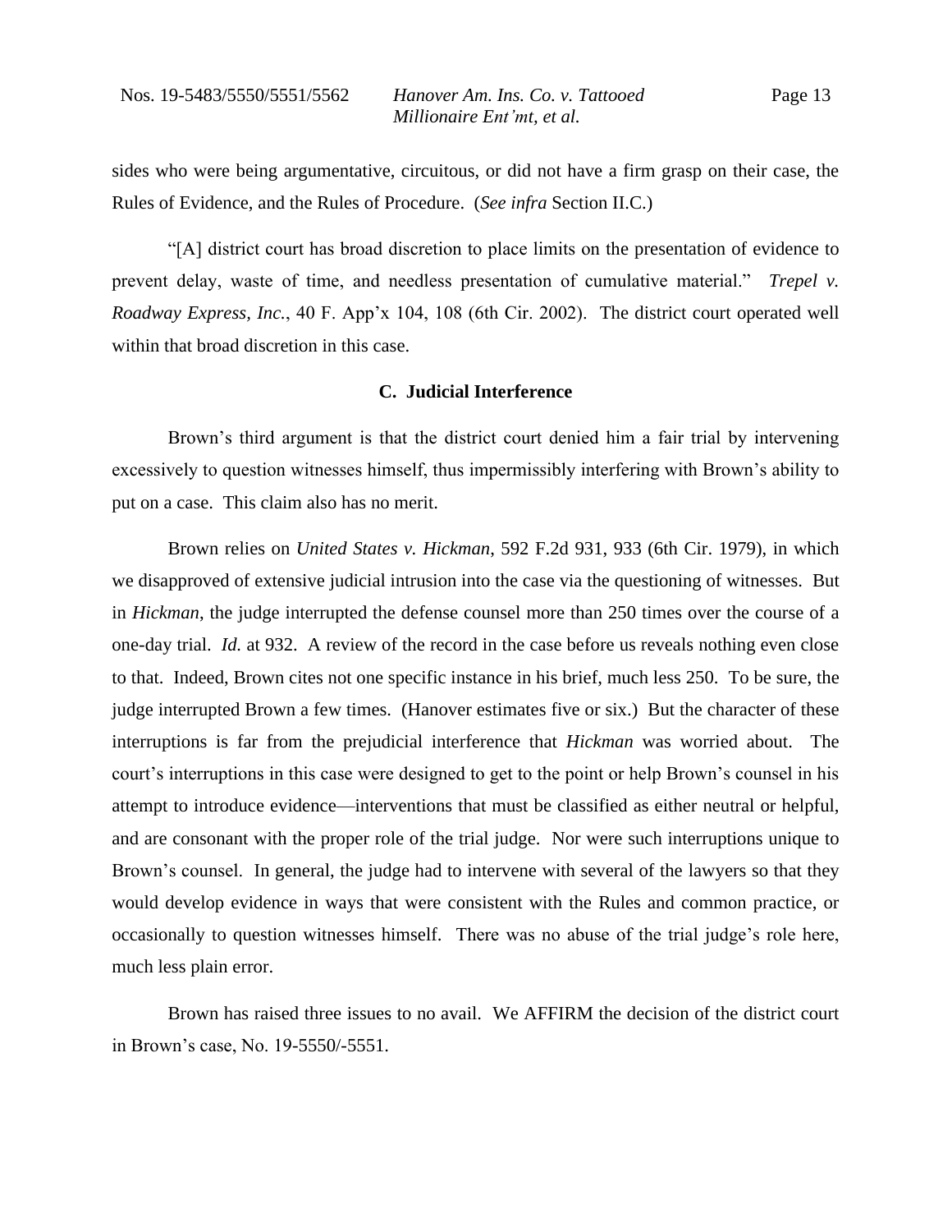sides who were being argumentative, circuitous, or did not have a firm grasp on their case, the Rules of Evidence, and the Rules of Procedure. (*See infra* Section II.C.)

"[A] district court has broad discretion to place limits on the presentation of evidence to prevent delay, waste of time, and needless presentation of cumulative material." *Trepel v. Roadway Express, Inc.*, 40 F. App'x 104, 108 (6th Cir. 2002). The district court operated well within that broad discretion in this case.

### C. Judicial Interference

Brown's third argument is that the district court denied him a fair trial by intervening excessively to question witnesses himself, thus impermissibly interfering with Brown's ability to put on a case. This claim also has no merit.

Brown relies on *United States v. Hickman*, 592 F.2d 931, 933 (6th Cir. 1979), in which we disapproved of extensive judicial intrusion into the case via the questioning of witnesses. But in *Hickman*, the judge interrupted the defense counsel more than 250 times over the course of a one-day trial. *Id.* at 932. A review of the record in the case before us reveals nothing even close to that. Indeed, Brown cites not one specific instance in his brief, much less 250. To be sure, the judge interrupted Brown a few times. (Hanover estimates five or six.) But the character of these interruptions is far from the prejudicial interference that *Hickman* was worried about. The court's interruptions in this case were designed to get to the point or help Brown's counsel in his attempt to introduce evidence—interventions that must be classified as either neutral or helpful, and are consonant with the proper role of the trial judge. Nor were such interruptions unique to Brown's counsel. In general, the judge had to intervene with several of the lawyers so that they would develop evidence in ways that were consistent with the Rules and common practice, or occasionally to question witnesses himself. There was no abuse of the trial judge's role here, much less plain error.

Brown has raised three issues to no avail. We AFFIRM the decision of the district court in Brown's case, No. 19-5550/-5551.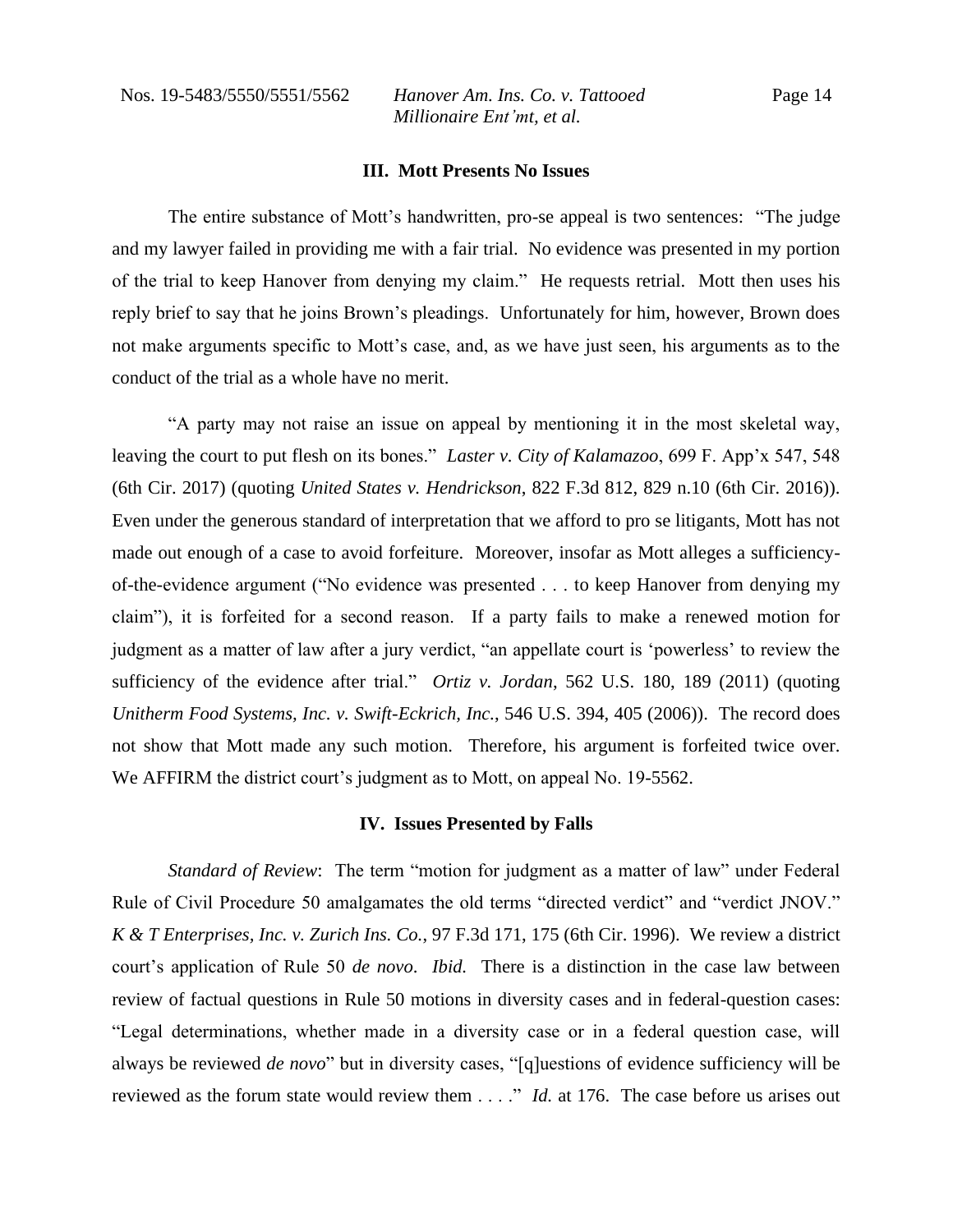### III. Mott Presents No Issues

The entire substance of Mott's handwritten, pro-se appeal is two sentences: "The judge and my lawyer failed in providing me with a fair trial. No evidence was presented in my portion of the trial to keep Hanover from denying my claim." He requests retrial. Mott then uses his reply brief to say that he joins Brown's pleadings. Unfortunately for him, however, Brown does not make arguments specific to Mott's case, and, as we have just seen, his arguments as to the conduct of the trial as a whole have no merit.

"A party may not raise an issue on appeal by mentioning it in the most skeletal way, leaving the court to put flesh on its bones." *Laster v. City of Kalamazoo*, 699 F. App'x 547, 548 (6th Cir. 2017) (quoting *United States v. Hendrickson*, 822 F.3d 812, 829 n.10 (6th Cir. 2016)). Even under the generous standard of interpretation that we afford to pro se litigants, Mott has not made out enough of a case to avoid forfeiture. Moreover, insofar as Mott alleges a sufficiency-of-the-evidence argument ("No evidence was presented . . . to keep Hanover from denying my claim"), it is forfeited for a second reason. If a party fails to make a renewed motion for judgment as a matter of law after a jury verdict, "an appellate court is 'powerless' to review the sufficiency of the evidence after trial." *Ortiz v. Jordan*, 562 U.S. 180, 189 (2011) (quoting *Unitherm Food Systems, Inc. v. Swift-Eckrich, Inc.*, 546 U.S. 394, 405 (2006)). The record does not show that Mott made any such motion. Therefore, his argument is forfeited twice over. We AFFIRM the district court's judgment as to Mott, on appeal No. 19-5562.

### IV. Issues Presented by Falls

*Standard of Review*: The term "motion for judgment as a matter of law" under Federal Rule of Civil Procedure 50 amalgamates the old terms "directed verdict" and "verdict JNOV." *K & T Enterprises, Inc. v. Zurich Ins. Co.*, 97 F.3d 171, 175 (6th Cir. 1996). We review a district court's application of Rule 50 *de novo*. *Ibid.* There is a distinction in the case law between review of factual questions in Rule 50 motions in diversity cases and in federal-question cases: "Legal determinations, whether made in a diversity case or in a federal question case, will always be reviewed *de novo*" but in diversity cases, "[q]uestions of evidence sufficiency will be reviewed as the forum state would review them . . . ." *Id.* at 176. The case before us arises out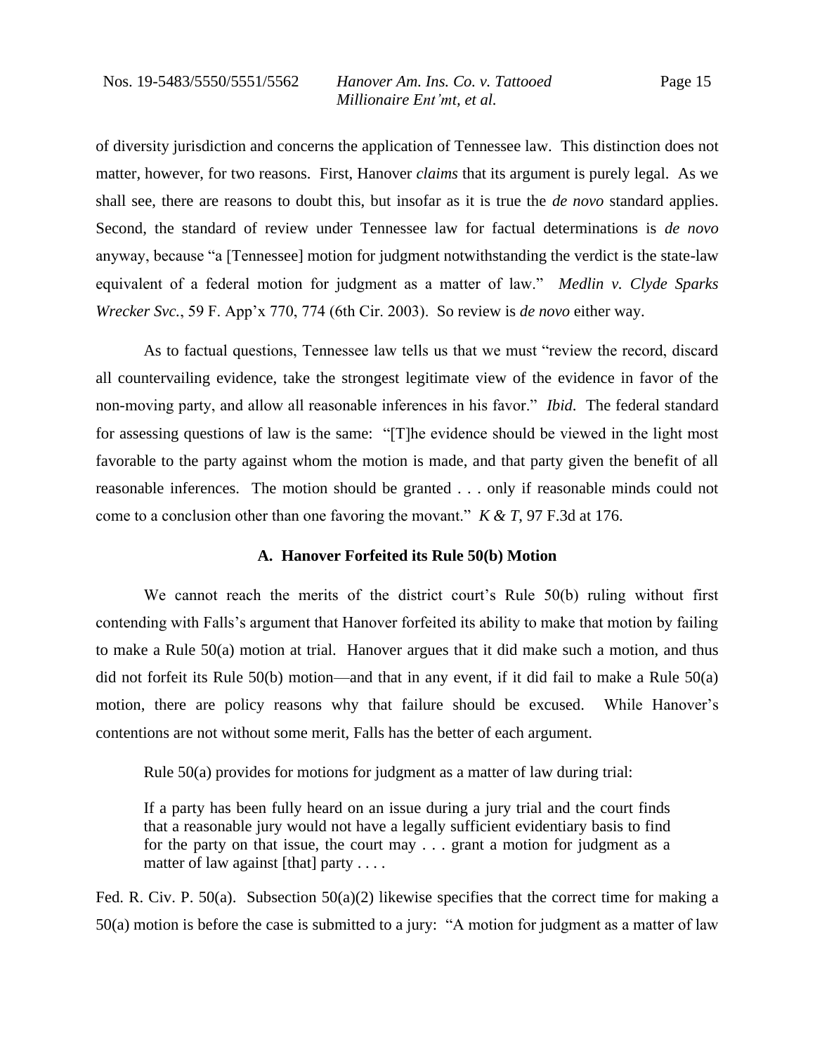of diversity jurisdiction and concerns the application of Tennessee law. This distinction does not matter, however, for two reasons. First, Hanover *claims* that its argument is purely legal. As we shall see, there are reasons to doubt this, but insofar as it is true the *de novo* standard applies. Second, the standard of review under Tennessee law for factual determinations is *de novo* anyway, because "a [Tennessee] motion for judgment notwithstanding the verdict is the state-law equivalent of a federal motion for judgment as a matter of law." *Medlin v. Clyde Sparks Wrecker Svc.*, 59 F. App'x 770, 774 (6th Cir. 2003). So review is *de novo* either way.

As to factual questions, Tennessee law tells us that we must "review the record, discard all countervailing evidence, take the strongest legitimate view of the evidence in favor of the non-moving party, and allow all reasonable inferences in his favor." *Ibid*. The federal standard for assessing questions of law is the same: "[T]he evidence should be viewed in the light most favorable to the party against whom the motion is made, and that party given the benefit of all reasonable inferences. The motion should be granted . . . only if reasonable minds could not come to a conclusion other than one favoring the movant." *K & T*, 97 F.3d at 176.

### A. Hanover Forfeited its Rule 50(b) Motion

We cannot reach the merits of the district court's Rule 50(b) ruling without first contending with Falls's argument that Hanover forfeited its ability to make that motion by failing to make a Rule 50(a) motion at trial. Hanover argues that it did make such a motion, and thus did not forfeit its Rule 50(b) motion—and that in any event, if it did fail to make a Rule 50(a) motion, there are policy reasons why that failure should be excused. While Hanover's contentions are not without some merit, Falls has the better of each argument.

Rule 50(a) provides for motions for judgment as a matter of law during trial:

> If a party has been fully heard on an issue during a jury trial and the court finds that a reasonable jury would not have a legally sufficient evidentiary basis to find for the party on that issue, the court may . . . grant a motion for judgment as a matter of law against [that] party . . . .

Fed. R. Civ. P. 50(a). Subsection 50(a)(2) likewise specifies that the correct time for making a 50(a) motion is before the case is submitted to a jury: "A motion for judgment as a matter of law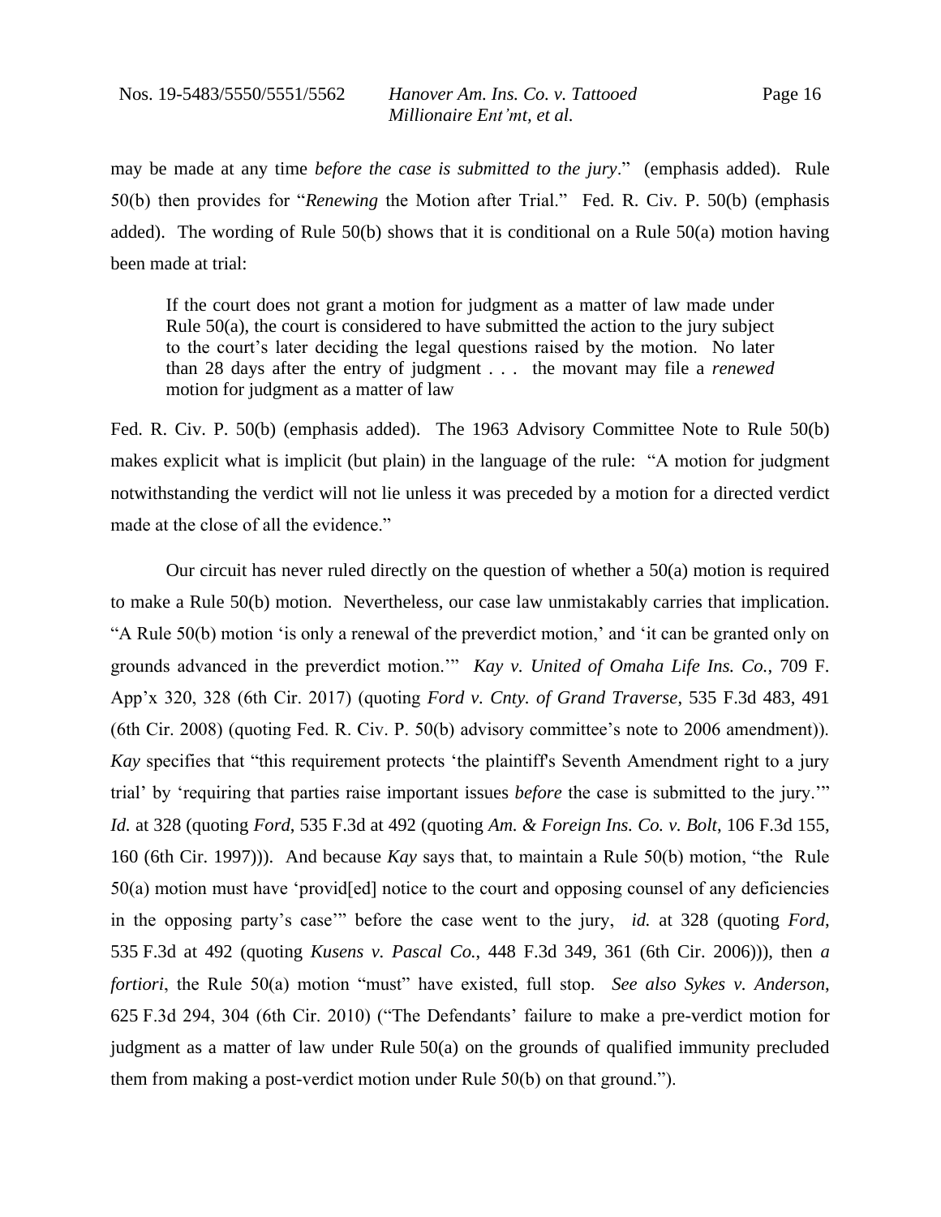may be made at any time *before the case is submitted to the jury*." (emphasis added). Rule 50(b) then provides for "*Renewing* the Motion after Trial." Fed. R. Civ. P. 50(b) (emphasis added). The wording of Rule 50(b) shows that it is conditional on a Rule 50(a) motion having been made at trial:

> If the court does not grant a motion for judgment as a matter of law made under Rule 50(a), the court is considered to have submitted the action to the jury subject to the court's later deciding the legal questions raised by the motion. No later than 28 days after the entry of judgment . . . the movant may file a *renewed* motion for judgment as a matter of law

Fed. R. Civ. P. 50(b) (emphasis added). The 1963 Advisory Committee Note to Rule 50(b) makes explicit what is implicit (but plain) in the language of the rule: "A motion for judgment notwithstanding the verdict will not lie unless it was preceded by a motion for a directed verdict made at the close of all the evidence."

Our circuit has never ruled directly on the question of whether a 50(a) motion is required to make a Rule 50(b) motion. Nevertheless, our case law unmistakably carries that implication. "A Rule 50(b) motion 'is only a renewal of the preverdict motion,' and 'it can be granted only on grounds advanced in the preverdict motion.'" *Kay v. United of Omaha Life Ins. Co.*, 709 F. App'x 320, 328 (6th Cir. 2017) (quoting *Ford v. Cnty. of Grand Traverse*, 535 F.3d 483, 491 (6th Cir. 2008) (quoting Fed. R. Civ. P. 50(b) advisory committee's note to 2006 amendment)). *Kay* specifies that "this requirement protects 'the plaintiff's Seventh Amendment right to a jury trial' by 'requiring that parties raise important issues *before* the case is submitted to the jury.'" *Id.* at 328 (quoting *Ford*, 535 F.3d at 492 (quoting *Am. & Foreign Ins. Co. v. Bolt*, 106 F.3d 155, 160 (6th Cir. 1997))). And because *Kay* says that, to maintain a Rule 50(b) motion, "the Rule 50(a) motion must have 'provid[ed] notice to the court and opposing counsel of any deficiencies in the opposing party's case'" before the case went to the jury, *id.* at 328 (quoting *Ford*, 535 F.3d at 492 (quoting *Kusens v. Pascal Co.*, 448 F.3d 349, 361 (6th Cir. 2006))), then *a fortiori*, the Rule 50(a) motion "must" have existed, full stop. *See also Sykes v. Anderson*, 625 F.3d 294, 304 (6th Cir. 2010) ("The Defendants' failure to make a pre-verdict motion for judgment as a matter of law under Rule 50(a) on the grounds of qualified immunity precluded them from making a post-verdict motion under Rule 50(b) on that ground.").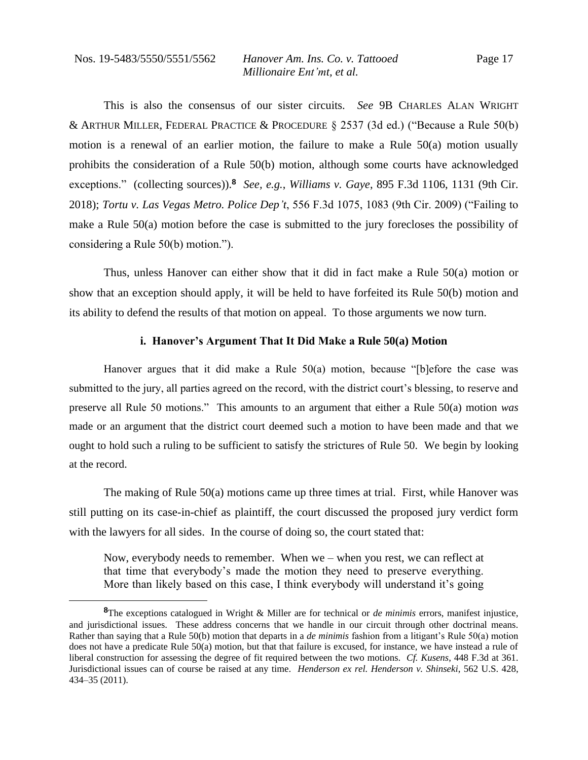This is also the consensus of our sister circuits. *See* 9B CHARLES ALAN WRIGHT & ARTHUR MILLER, FEDERAL PRACTICE & PROCEDURE § 2537 (3d ed.) ("Because a Rule 50(b) motion is a renewal of an earlier motion, the failure to make a Rule 50(a) motion usually prohibits the consideration of a Rule 50(b) motion, although some courts have acknowledged exceptions." (collecting sources)).[8] *See, e.g.*, *Williams v. Gaye*, 895 F.3d 1106, 1131 (9th Cir. 2018); *Tortu v. Las Vegas Metro. Police Dep't*, 556 F.3d 1075, 1083 (9th Cir. 2009) ("Failing to make a Rule 50(a) motion before the case is submitted to the jury forecloses the possibility of considering a Rule 50(b) motion.").

Thus, unless Hanover can either show that it did in fact make a Rule 50(a) motion or show that an exception should apply, it will be held to have forfeited its Rule 50(b) motion and its ability to defend the results of that motion on appeal. To those arguments we now turn.

### i. Hanover's Argument That It Did Make a Rule 50(a) Motion

Hanover argues that it did make a Rule 50(a) motion, because "[b]efore the case was submitted to the jury, all parties agreed on the record, with the district court's blessing, to reserve and preserve all Rule 50 motions." This amounts to an argument that either a Rule 50(a) motion *was* made or an argument that the district court deemed such a motion to have been made and that we ought to hold such a ruling to be sufficient to satisfy the strictures of Rule 50. We begin by looking at the record.

The making of Rule 50(a) motions came up three times at trial. First, while Hanover was still putting on its case-in-chief as plaintiff, the court discussed the proposed jury verdict form with the lawyers for all sides. In the course of doing so, the court stated that:

> Now, everybody needs to remember. When we – when you rest, we can reflect at that time that everybody's made the motion they need to preserve everything. More than likely based on this case, I think everybody will understand it's going

[8] The exceptions catalogued in Wright & Miller are for technical or *de minimis* errors, manifest injustice, and jurisdictional issues. These address concerns that we handle in our circuit through other doctrinal means. Rather than saying that a Rule 50(b) motion that departs in a *de minimis* fashion from a litigant's Rule 50(a) motion does not have a predicate Rule 50(a) motion, but that that failure is excused, for instance, we have instead a rule of liberal construction for assessing the degree of fit required between the two motions. *Cf. Kusens*, 448 F.3d at 361. Jurisdictional issues can of course be raised at any time. *Henderson ex rel. Henderson v. Shinseki*, 562 U.S. 428, 434–35 (2011).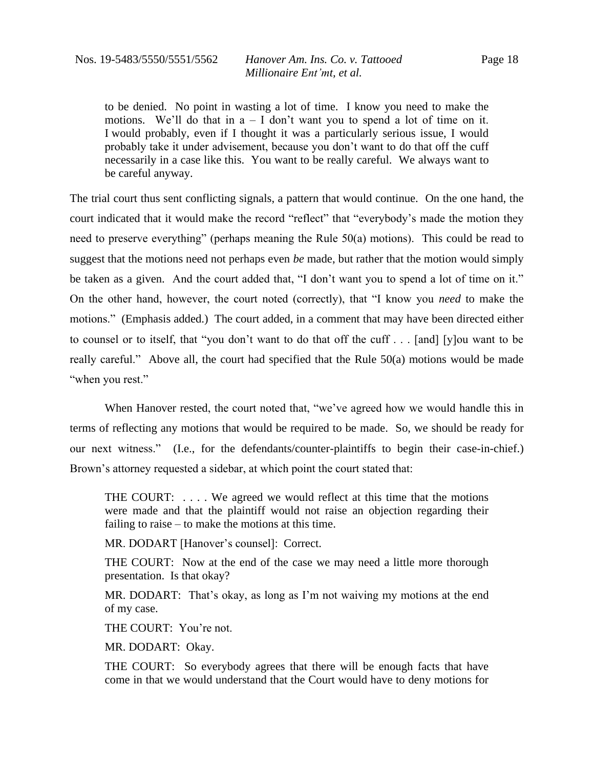> to be denied. No point in wasting a lot of time. I know you need to make the motions. We'll do that in a – I don't want you to spend a lot of time on it. I would probably, even if I thought it was a particularly serious issue, I would probably take it under advisement, because you don't want to do that off the cuff necessarily in a case like this. You want to be really careful. We always want to be careful anyway.

The trial court thus sent conflicting signals, a pattern that would continue. On the one hand, the court indicated that it would make the record "reflect" that "everybody's made the motion they need to preserve everything" (perhaps meaning the Rule 50(a) motions). This could be read to suggest that the motions need not perhaps even *be* made, but rather that the motion would simply be taken as a given. And the court added that, "I don't want you to spend a lot of time on it." On the other hand, however, the court noted (correctly), that "I know you *need* to make the motions." (Emphasis added.) The court added, in a comment that may have been directed either to counsel or to itself, that "you don't want to do that off the cuff . . . [and] [y]ou want to be really careful." Above all, the court had specified that the Rule 50(a) motions would be made "when you rest."

When Hanover rested, the court noted that, "we've agreed how we would handle this in terms of reflecting any motions that would be required to be made. So, we should be ready for our next witness." (I.e., for the defendants/counter-plaintiffs to begin their case-in-chief.) Brown's attorney requested a sidebar, at which point the court stated that:

> THE COURT: . . . . We agreed we would reflect at this time that the motions were made and that the plaintiff would not raise an objection regarding their failing to raise – to make the motions at this time.
>
> MR. DODART [Hanover's counsel]: Correct.
>
> THE COURT: Now at the end of the case we may need a little more thorough presentation. Is that okay?
>
> MR. DODART: That's okay, as long as I'm not waiving my motions at the end of my case.
>
> THE COURT: You're not.
>
> MR. DODART: Okay.
>
> THE COURT: So everybody agrees that there will be enough facts that have come in that we would understand that the Court would have to deny motions for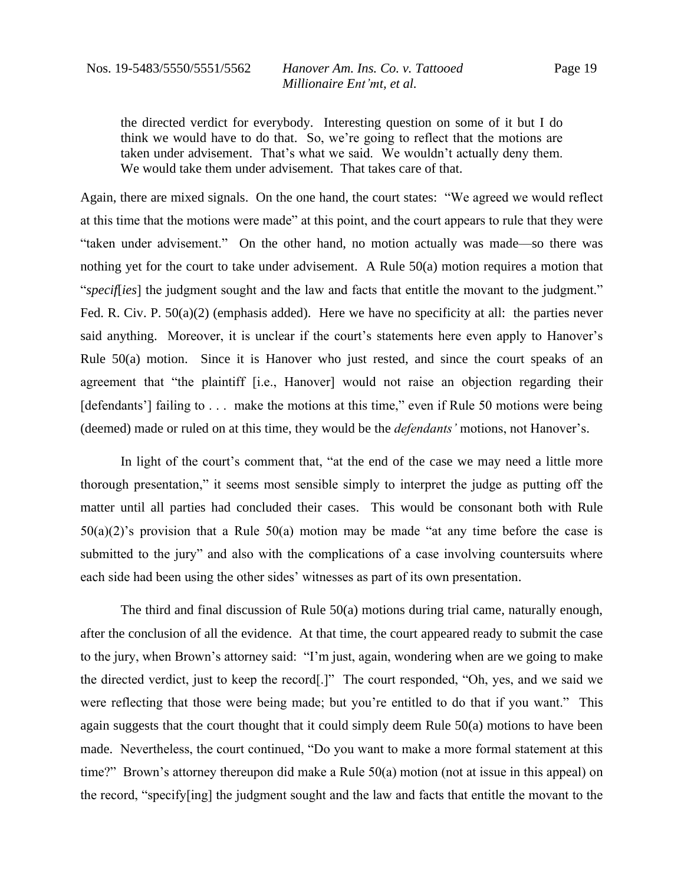> the directed verdict for everybody. Interesting question on some of it but I do think we would have to do that. So, we're going to reflect that the motions are taken under advisement. That's what we said. We wouldn't actually deny them. We would take them under advisement. That takes care of that.

Again, there are mixed signals. On the one hand, the court states: "We agreed we would reflect at this time that the motions were made" at this point, and the court appears to rule that they were "taken under advisement." On the other hand, no motion actually was made—so there was nothing yet for the court to take under advisement. A Rule 50(a) motion requires a motion that "*specif*[*ies*] the judgment sought and the law and facts that entitle the movant to the judgment." Fed. R. Civ. P. 50(a)(2) (emphasis added). Here we have no specificity at all: the parties never said anything. Moreover, it is unclear if the court's statements here even apply to Hanover's Rule 50(a) motion. Since it is Hanover who just rested, and since the court speaks of an agreement that "the plaintiff [i.e., Hanover] would not raise an objection regarding their [defendants'] failing to . . . make the motions at this time," even if Rule 50 motions were being (deemed) made or ruled on at this time, they would be the *defendants'* motions, not Hanover's.

In light of the court's comment that, "at the end of the case we may need a little more thorough presentation," it seems most sensible simply to interpret the judge as putting off the matter until all parties had concluded their cases. This would be consonant both with Rule 50(a)(2)'s provision that a Rule 50(a) motion may be made "at any time before the case is submitted to the jury" and also with the complications of a case involving countersuits where each side had been using the other sides' witnesses as part of its own presentation.

The third and final discussion of Rule 50(a) motions during trial came, naturally enough, after the conclusion of all the evidence. At that time, the court appeared ready to submit the case to the jury, when Brown's attorney said: "I'm just, again, wondering when are we going to make the directed verdict, just to keep the record[.]" The court responded, "Oh, yes, and we said we were reflecting that those were being made; but you're entitled to do that if you want." This again suggests that the court thought that it could simply deem Rule 50(a) motions to have been made. Nevertheless, the court continued, "Do you want to make a more formal statement at this time?" Brown's attorney thereupon did make a Rule 50(a) motion (not at issue in this appeal) on the record, "specify[ing] the judgment sought and the law and facts that entitle the movant to the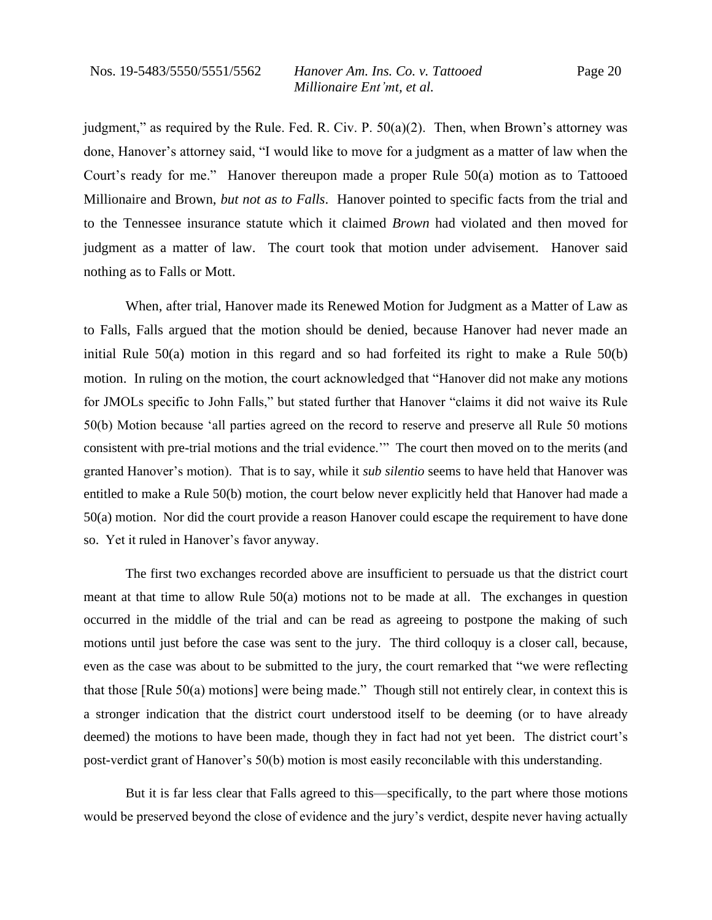judgment," as required by the Rule. Fed. R. Civ. P. 50(a)(2). Then, when Brown's attorney was done, Hanover's attorney said, "I would like to move for a judgment as a matter of law when the Court's ready for me." Hanover thereupon made a proper Rule 50(a) motion as to Tattooed Millionaire and Brown, *but not as to Falls*. Hanover pointed to specific facts from the trial and to the Tennessee insurance statute which it claimed *Brown* had violated and then moved for judgment as a matter of law. The court took that motion under advisement. Hanover said nothing as to Falls or Mott.

When, after trial, Hanover made its Renewed Motion for Judgment as a Matter of Law as to Falls, Falls argued that the motion should be denied, because Hanover had never made an initial Rule 50(a) motion in this regard and so had forfeited its right to make a Rule 50(b) motion. In ruling on the motion, the court acknowledged that "Hanover did not make any motions for JMOLs specific to John Falls," but stated further that Hanover "claims it did not waive its Rule 50(b) Motion because 'all parties agreed on the record to reserve and preserve all Rule 50 motions consistent with pre-trial motions and the trial evidence.'" The court then moved on to the merits (and granted Hanover's motion). That is to say, while it *sub silentio* seems to have held that Hanover was entitled to make a Rule 50(b) motion, the court below never explicitly held that Hanover had made a 50(a) motion. Nor did the court provide a reason Hanover could escape the requirement to have done so. Yet it ruled in Hanover's favor anyway.

The first two exchanges recorded above are insufficient to persuade us that the district court meant at that time to allow Rule 50(a) motions not to be made at all. The exchanges in question occurred in the middle of the trial and can be read as agreeing to postpone the making of such motions until just before the case was sent to the jury. The third colloquy is a closer call, because, even as the case was about to be submitted to the jury, the court remarked that "we were reflecting that those [Rule 50(a) motions] were being made." Though still not entirely clear, in context this is a stronger indication that the district court understood itself to be deeming (or to have already deemed) the motions to have been made, though they in fact had not yet been. The district court's post-verdict grant of Hanover's 50(b) motion is most easily reconcilable with this understanding.

But it is far less clear that Falls agreed to this—specifically, to the part where those motions would be preserved beyond the close of evidence and the jury's verdict, despite never having actually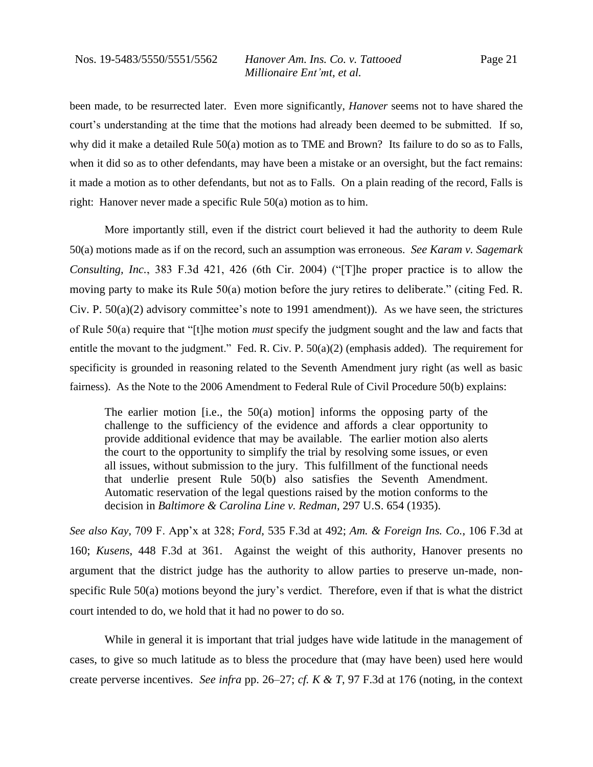been made, to be resurrected later. Even more significantly, *Hanover* seems not to have shared the court's understanding at the time that the motions had already been deemed to be submitted. If so, why did it make a detailed Rule 50(a) motion as to TME and Brown? Its failure to do so as to Falls, when it did so as to other defendants, may have been a mistake or an oversight, but the fact remains: it made a motion as to other defendants, but not as to Falls. On a plain reading of the record, Falls is right: Hanover never made a specific Rule 50(a) motion as to him.

More importantly still, even if the district court believed it had the authority to deem Rule 50(a) motions made as if on the record, such an assumption was erroneous. *See Karam v. Sagemark Consulting, Inc.*, 383 F.3d 421, 426 (6th Cir. 2004) ("[T]he proper practice is to allow the moving party to make its Rule 50(a) motion before the jury retires to deliberate." (citing Fed. R. Civ. P. 50(a)(2) advisory committee's note to 1991 amendment)). As we have seen, the strictures of Rule 50(a) require that "[t]he motion *must* specify the judgment sought and the law and facts that entitle the movant to the judgment." Fed. R. Civ. P. 50(a)(2) (emphasis added). The requirement for specificity is grounded in reasoning related to the Seventh Amendment jury right (as well as basic fairness). As the Note to the 2006 Amendment to Federal Rule of Civil Procedure 50(b) explains:

> The earlier motion [i.e., the 50(a) motion] informs the opposing party of the challenge to the sufficiency of the evidence and affords a clear opportunity to provide additional evidence that may be available. The earlier motion also alerts the court to the opportunity to simplify the trial by resolving some issues, or even all issues, without submission to the jury. This fulfillment of the functional needs that underlie present Rule 50(b) also satisfies the Seventh Amendment. Automatic reservation of the legal questions raised by the motion conforms to the decision in *Baltimore & Carolina Line v. Redman*, 297 U.S. 654 (1935).

*See also Kay*, 709 F. App'x at 328; *Ford*, 535 F.3d at 492; *Am. & Foreign Ins. Co.*, 106 F.3d at 160; *Kusens*, 448 F.3d at 361. Against the weight of this authority, Hanover presents no argument that the district judge has the authority to allow parties to preserve un-made, non-specific Rule 50(a) motions beyond the jury's verdict. Therefore, even if that is what the district court intended to do, we hold that it had no power to do so.

While in general it is important that trial judges have wide latitude in the management of cases, to give so much latitude as to bless the procedure that (may have been) used here would create perverse incentives. *See infra* pp. 26–27; *cf. K & T*, 97 F.3d at 176 (noting, in the context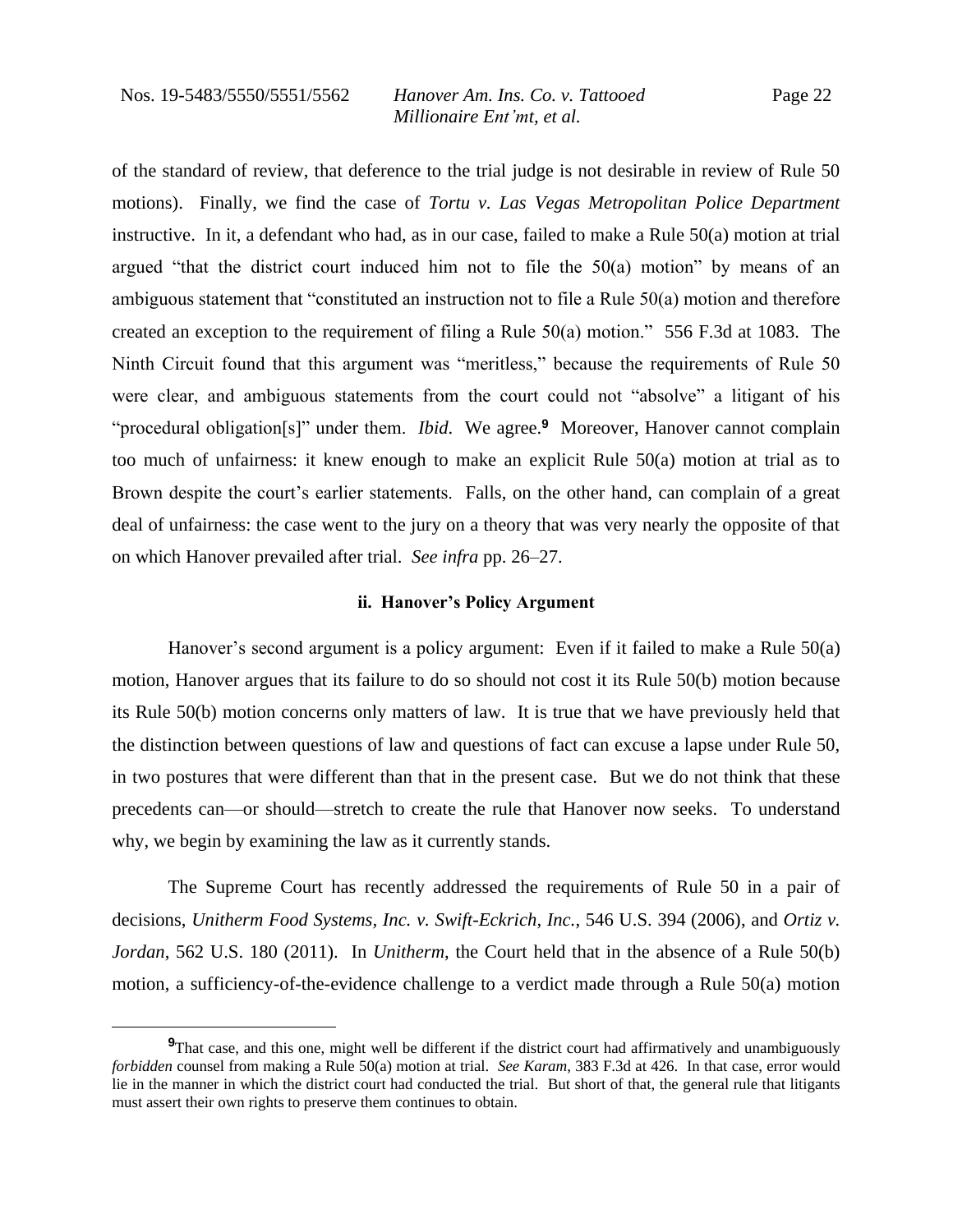of the standard of review, that deference to the trial judge is not desirable in review of Rule 50 motions). Finally, we find the case of *Tortu v. Las Vegas Metropolitan Police Department* instructive. In it, a defendant who had, as in our case, failed to make a Rule 50(a) motion at trial argued "that the district court induced him not to file the 50(a) motion" by means of an ambiguous statement that "constituted an instruction not to file a Rule 50(a) motion and therefore created an exception to the requirement of filing a Rule 50(a) motion." 556 F.3d at 1083. The Ninth Circuit found that this argument was "meritless," because the requirements of Rule 50 were clear, and ambiguous statements from the court could not "absolve" a litigant of his "procedural obligation[s]" under them. *Ibid*. We agree.[9] Moreover, Hanover cannot complain too much of unfairness: it knew enough to make an explicit Rule 50(a) motion at trial as to Brown despite the court's earlier statements. Falls, on the other hand, can complain of a great deal of unfairness: the case went to the jury on a theory that was very nearly the opposite of that on which Hanover prevailed after trial. *See infra* pp. 26–27.

**ii. Hanover's Policy Argument**

Hanover's second argument is a policy argument: Even if it failed to make a Rule 50(a) motion, Hanover argues that its failure to do so should not cost it its Rule 50(b) motion because its Rule 50(b) motion concerns only matters of law. It is true that we have previously held that the distinction between questions of law and questions of fact can excuse a lapse under Rule 50, in two postures that were different than that in the present case. But we do not think that these precedents can—or should—stretch to create the rule that Hanover now seeks. To understand why, we begin by examining the law as it currently stands.

The Supreme Court has recently addressed the requirements of Rule 50 in a pair of decisions, *Unitherm Food Systems, Inc. v. Swift-Eckrich, Inc.*, 546 U.S. 394 (2006), and *Ortiz v. Jordan*, 562 U.S. 180 (2011). In *Unitherm*, the Court held that in the absence of a Rule 50(b) motion, a sufficiency-of-the-evidence challenge to a verdict made through a Rule 50(a) motion

---

[9] That case, and this one, might well be different if the district court had affirmatively and unambiguously *forbidden* counsel from making a Rule 50(a) motion at trial. *See Karam*, 383 F.3d at 426. In that case, error would lie in the manner in which the district court had conducted the trial. But short of that, the general rule that litigants must assert their own rights to preserve them continues to obtain.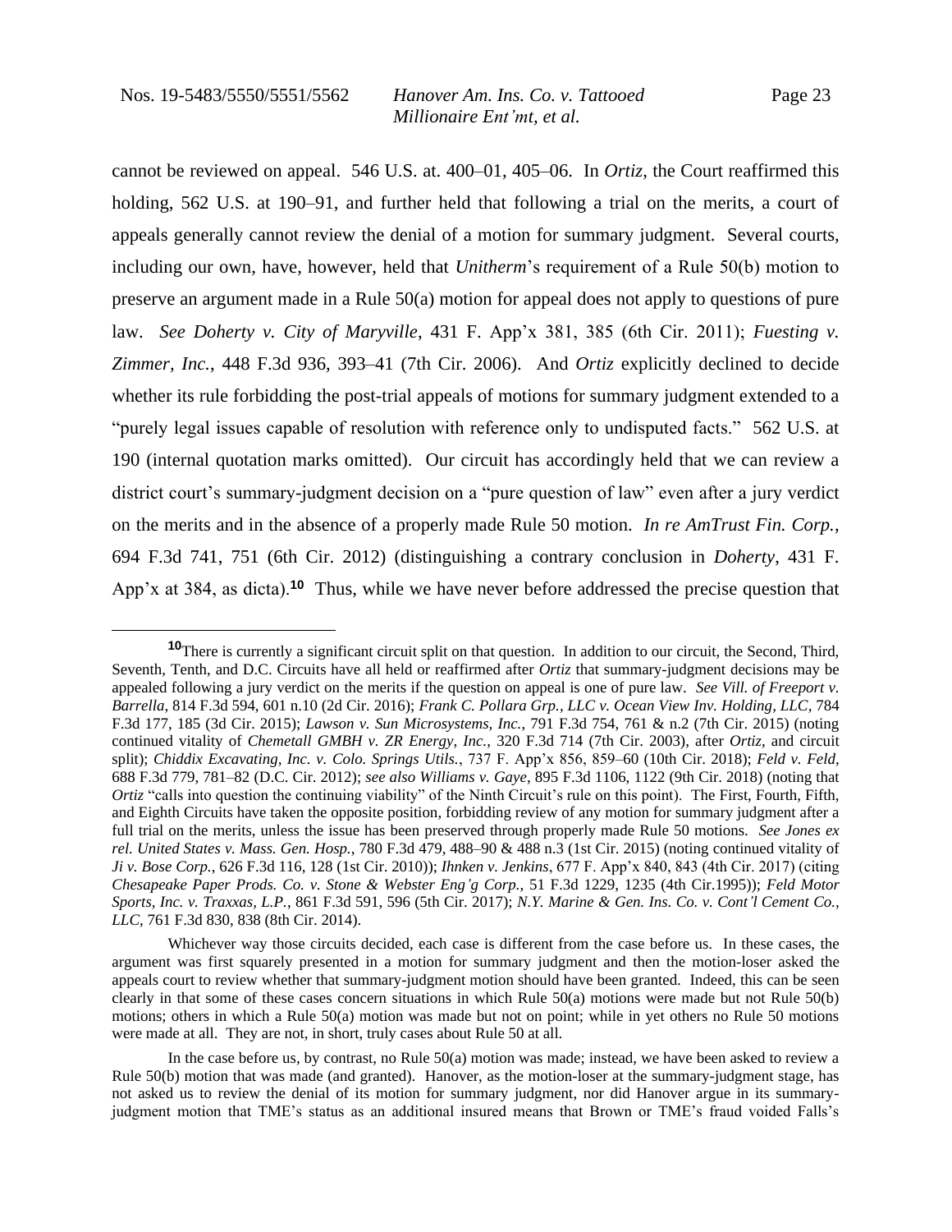cannot be reviewed on appeal. 546 U.S. at 400–01, 405–06. In *Ortiz*, the Court reaffirmed this holding, 562 U.S. at 190–91, and further held that following a trial on the merits, a court of appeals generally cannot review the denial of a motion for summary judgment. Several courts, including our own, have, however, held that *Unitherm*'s requirement of a Rule 50(b) motion to preserve an argument made in a Rule 50(a) motion for appeal does not apply to questions of pure law. *See Doherty v. City of Maryville*, 431 F. App'x 381, 385 (6th Cir. 2011); *Fuesting v. Zimmer, Inc.*, 448 F.3d 936, 393–41 (7th Cir. 2006). And *Ortiz* explicitly declined to decide whether its rule forbidding the post-trial appeals of motions for summary judgment extended to a "purely legal issues capable of resolution with reference only to undisputed facts." 562 U.S. at 190 (internal quotation marks omitted). Our circuit has accordingly held that we can review a district court's summary-judgment decision on a "pure question of law" even after a jury verdict on the merits and in the absence of a properly made Rule 50 motion. *In re AmTrust Fin. Corp.*, 694 F.3d 741, 751 (6th Cir. 2012) (distinguishing a contrary conclusion in *Doherty*, 431 F. App'x at 384, as dicta).[10] Thus, while we have never before addressed the precise question that

---

[10] There is currently a significant circuit split on that question. In addition to our circuit, the Second, Third, Seventh, Tenth, and D.C. Circuits have all held or reaffirmed after *Ortiz* that summary-judgment decisions may be appealed following a jury verdict on the merits if the question on appeal is one of pure law. *See Vill. of Freeport v. Barrella*, 814 F.3d 594, 601 n.10 (2d Cir. 2016); *Frank C. Pollara Grp., LLC v. Ocean View Inv. Holding, LLC*, 784 F.3d 177, 185 (3d Cir. 2015); *Lawson v. Sun Microsystems, Inc.*, 791 F.3d 754, 761 & n.2 (7th Cir. 2015) (noting continued vitality of *Chemetall GMBH v. ZR Energy, Inc.*, 320 F.3d 714 (7th Cir. 2003), after *Ortiz*, and circuit split); *Chiddix Excavating, Inc. v. Colo. Springs Utils.*, 737 F. App'x 856, 859–60 (10th Cir. 2018); *Feld v. Feld*, 688 F.3d 779, 781–82 (D.C. Cir. 2012); *see also Williams v. Gaye*, 895 F.3d 1106, 1122 (9th Cir. 2018) (noting that *Ortiz* "calls into question the continuing viability" of the Ninth Circuit's rule on this point). The First, Fourth, Fifth, and Eighth Circuits have taken the opposite position, forbidding review of any motion for summary judgment after a full trial on the merits, unless the issue has been preserved through properly made Rule 50 motions. *See Jones ex rel. United States v. Mass. Gen. Hosp.*, 780 F.3d 479, 488–90 & 488 n.3 (1st Cir. 2015) (noting continued vitality of *Ji v. Bose Corp.*, 626 F.3d 116, 128 (1st Cir. 2010)); *Ihnken v. Jenkins*, 677 F. App'x 840, 843 (4th Cir. 2017) (citing *Chesapeake Paper Prods. Co. v. Stone & Webster Eng'g Corp.*, 51 F.3d 1229, 1235 (4th Cir.1995)); *Feld Motor Sports, Inc. v. Traxxas, L.P.*, 861 F.3d 591, 596 (5th Cir. 2017); *N.Y. Marine & Gen. Ins. Co. v. Cont'l Cement Co., LLC*, 761 F.3d 830, 838 (8th Cir. 2014).

Whichever way those circuits decided, each case is different from the case before us. In these cases, the argument was first squarely presented in a motion for summary judgment and then the motion-loser asked the appeals court to review whether that summary-judgment motion should have been granted. Indeed, this can be seen clearly in that some of these cases concern situations in which Rule 50(a) motions were made but not Rule 50(b) motions; others in which a Rule 50(a) motion was made but not on point; while in yet others no Rule 50 motions were made at all. They are not, in short, truly cases about Rule 50 at all.

In the case before us, by contrast, no Rule 50(a) motion was made; instead, we have been asked to review a Rule 50(b) motion that was made (and granted). Hanover, as the motion-loser at the summary-judgment stage, has not asked us to review the denial of its motion for summary judgment, nor did Hanover argue in its summary-judgment motion that TME's status as an additional insured means that Brown or TME's fraud voided Falls's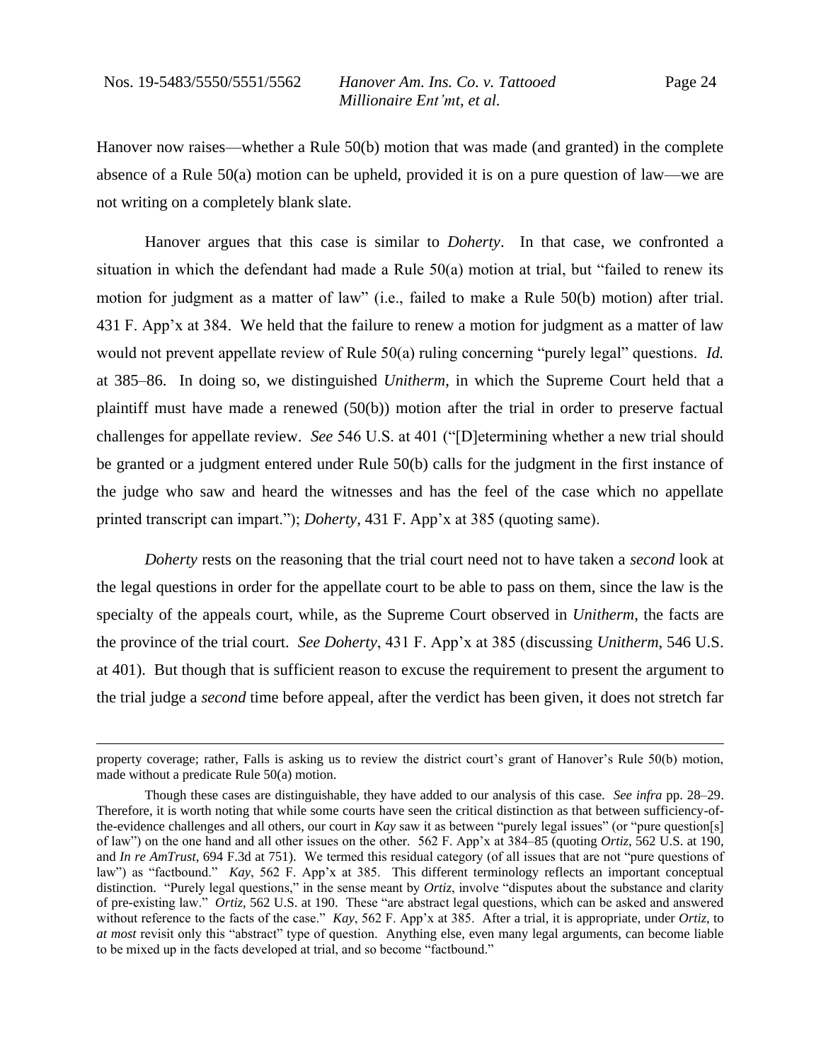Hanover now raises—whether a Rule 50(b) motion that was made (and granted) in the complete absence of a Rule 50(a) motion can be upheld, provided it is on a pure question of law—we are not writing on a completely blank slate.

Hanover argues that this case is similar to *Doherty*. In that case, we confronted a situation in which the defendant had made a Rule 50(a) motion at trial, but "failed to renew its motion for judgment as a matter of law" (i.e., failed to make a Rule 50(b) motion) after trial. 431 F. App'x at 384. We held that the failure to renew a motion for judgment as a matter of law would not prevent appellate review of Rule 50(a) ruling concerning "purely legal" questions. *Id.* at 385–86. In doing so, we distinguished *Unitherm*, in which the Supreme Court held that a plaintiff must have made a renewed (50(b)) motion after the trial in order to preserve factual challenges for appellate review. *See* 546 U.S. at 401 ("[D]etermining whether a new trial should be granted or a judgment entered under Rule 50(b) calls for the judgment in the first instance of the judge who saw and heard the witnesses and has the feel of the case which no appellate printed transcript can impart."); *Doherty*, 431 F. App'x at 385 (quoting same).

*Doherty* rests on the reasoning that the trial court need not to have taken a *second* look at the legal questions in order for the appellate court to be able to pass on them, since the law is the specialty of the appeals court, while, as the Supreme Court observed in *Unitherm*, the facts are the province of the trial court. *See Doherty*, 431 F. App'x at 385 (discussing *Unitherm*, 546 U.S. at 401). But though that is sufficient reason to excuse the requirement to present the argument to the trial judge a *second* time before appeal, after the verdict has been given, it does not stretch far

---

property coverage; rather, Falls is asking us to review the district court's grant of Hanover's Rule 50(b) motion, made without a predicate Rule 50(a) motion.

Though these cases are distinguishable, they have added to our analysis of this case. *See infra* pp. 28–29. Therefore, it is worth noting that while some courts have seen the critical distinction as that between sufficiency-of-the-evidence challenges and all others, our court in *Kay* saw it as between "purely legal issues" (or "pure question[s] of law") on the one hand and all other issues on the other. 562 F. App'x at 384–85 (quoting *Ortiz*, 562 U.S. at 190, and *In re AmTrust*, 694 F.3d at 751). We termed this residual category (of all issues that are not "pure questions of law") as "factbound." *Kay*, 562 F. App'x at 385. This different terminology reflects an important conceptual distinction. "Purely legal questions," in the sense meant by *Ortiz*, involve "disputes about the substance and clarity of pre-existing law." *Ortiz*, 562 U.S. at 190. These "are abstract legal questions, which can be asked and answered without reference to the facts of the case." *Kay*, 562 F. App'x at 385. After a trial, it is appropriate, under *Ortiz*, to *at most* revisit only this "abstract" type of question. Anything else, even many legal arguments, can become liable to be mixed up in the facts developed at trial, and so become "factbound."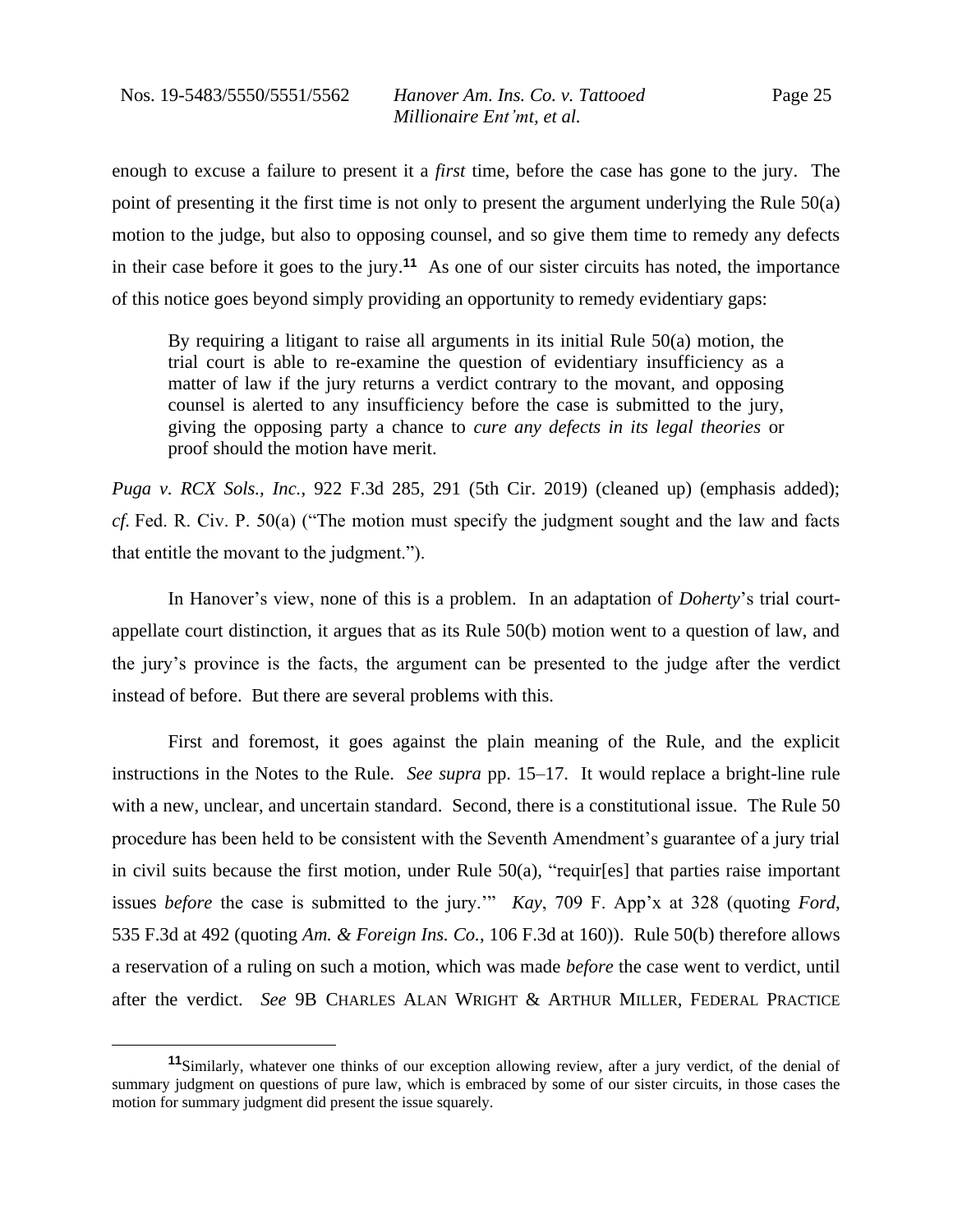enough to excuse a failure to present it a *first* time, before the case has gone to the jury. The point of presenting it the first time is not only to present the argument underlying the Rule 50(a) motion to the judge, but also to opposing counsel, and so give them time to remedy any defects in their case before it goes to the jury.[11] As one of our sister circuits has noted, the importance of this notice goes beyond simply providing an opportunity to remedy evidentiary gaps:

> By requiring a litigant to raise all arguments in its initial Rule 50(a) motion, the trial court is able to re-examine the question of evidentiary insufficiency as a matter of law if the jury returns a verdict contrary to the movant, and opposing counsel is alerted to any insufficiency before the case is submitted to the jury, giving the opposing party a chance to *cure any defects in its legal theories* or proof should the motion have merit.

*Puga v. RCX Sols., Inc.*, 922 F.3d 285, 291 (5th Cir. 2019) (cleaned up) (emphasis added); *cf.* Fed. R. Civ. P. 50(a) ("The motion must specify the judgment sought and the law and facts that entitle the movant to the judgment.").

In Hanover's view, none of this is a problem. In an adaptation of *Doherty*'s trial court-appellate court distinction, it argues that as its Rule 50(b) motion went to a question of law, and the jury's province is the facts, the argument can be presented to the judge after the verdict instead of before. But there are several problems with this.

First and foremost, it goes against the plain meaning of the Rule, and the explicit instructions in the Notes to the Rule. *See supra* pp. 15–17. It would replace a bright-line rule with a new, unclear, and uncertain standard. Second, there is a constitutional issue. The Rule 50 procedure has been held to be consistent with the Seventh Amendment's guarantee of a jury trial in civil suits because the first motion, under Rule 50(a), "requir[es] that parties raise important issues *before* the case is submitted to the jury.'" *Kay*, 709 F. App'x at 328 (quoting *Ford*, 535 F.3d at 492 (quoting *Am. & Foreign Ins. Co.*, 106 F.3d at 160)). Rule 50(b) therefore allows a reservation of a ruling on such a motion, which was made *before* the case went to verdict, until after the verdict. *See* 9B CHARLES ALAN WRIGHT & ARTHUR MILLER, FEDERAL PRACTICE

---

[11] Similarly, whatever one thinks of our exception allowing review, after a jury verdict, of the denial of summary judgment on questions of pure law, which is embraced by some of our sister circuits, in those cases the motion for summary judgment did present the issue squarely.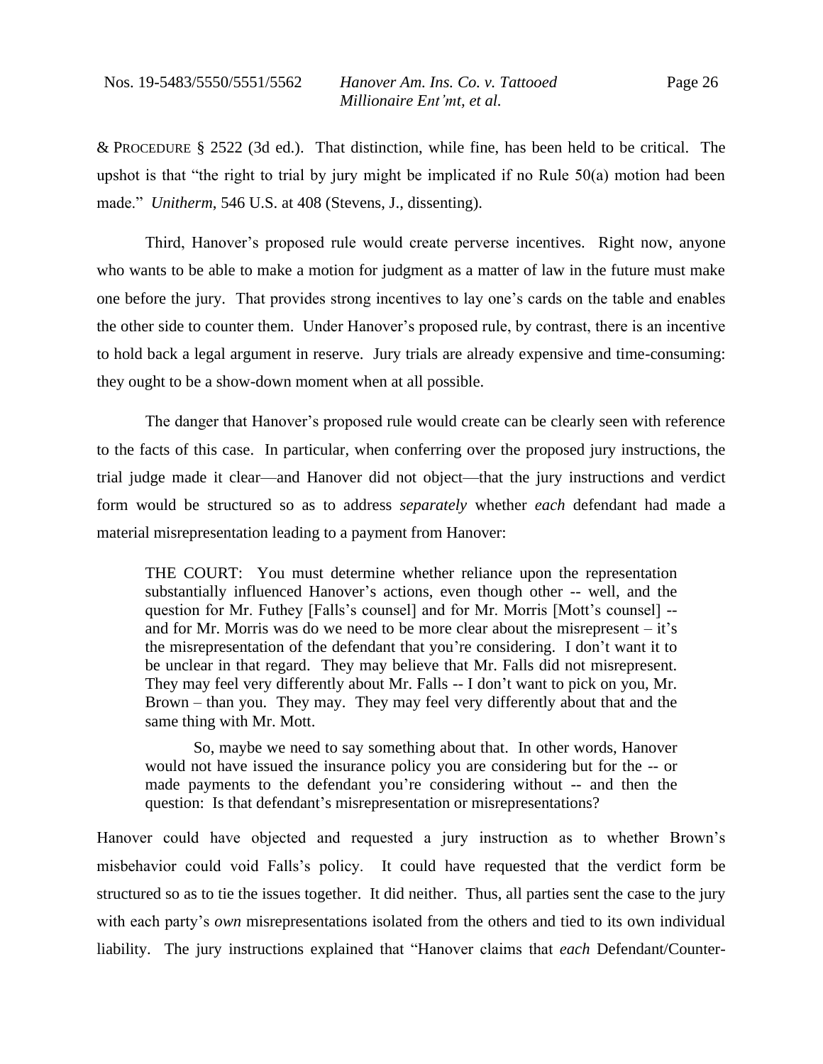& PROCEDURE § 2522 (3d ed.). That distinction, while fine, has been held to be critical. The upshot is that "the right to trial by jury might be implicated if no Rule 50(a) motion had been made." *Unitherm*, 546 U.S. at 408 (Stevens, J., dissenting).

Third, Hanover's proposed rule would create perverse incentives. Right now, anyone who wants to be able to make a motion for judgment as a matter of law in the future must make one before the jury. That provides strong incentives to lay one's cards on the table and enables the other side to counter them. Under Hanover's proposed rule, by contrast, there is an incentive to hold back a legal argument in reserve. Jury trials are already expensive and time-consuming: they ought to be a show-down moment when at all possible.

The danger that Hanover's proposed rule would create can be clearly seen with reference to the facts of this case. In particular, when conferring over the proposed jury instructions, the trial judge made it clear—and Hanover did not object—that the jury instructions and verdict form would be structured so as to address *separately* whether *each* defendant had made a material misrepresentation leading to a payment from Hanover:

> THE COURT: You must determine whether reliance upon the representation substantially influenced Hanover's actions, even though other -- well, and the question for Mr. Futhey [Falls's counsel] and for Mr. Morris [Mott's counsel] -- and for Mr. Morris was do we need to be more clear about the misrepresent – it's the misrepresentation of the defendant that you're considering. I don't want it to be unclear in that regard. They may believe that Mr. Falls did not misrepresent. They may feel very differently about Mr. Falls -- I don't want to pick on you, Mr. Brown – than you. They may. They may feel very differently about that and the same thing with Mr. Mott.
>
> So, maybe we need to say something about that. In other words, Hanover would not have issued the insurance policy you are considering but for the -- or made payments to the defendant you're considering without -- and then the question: Is that defendant's misrepresentation or misrepresentations?

Hanover could have objected and requested a jury instruction as to whether Brown's misbehavior could void Falls's policy. It could have requested that the verdict form be structured so as to tie the issues together. It did neither. Thus, all parties sent the case to the jury with each party's *own* misrepresentations isolated from the others and tied to its own individual liability. The jury instructions explained that "Hanover claims that *each* Defendant/Counter-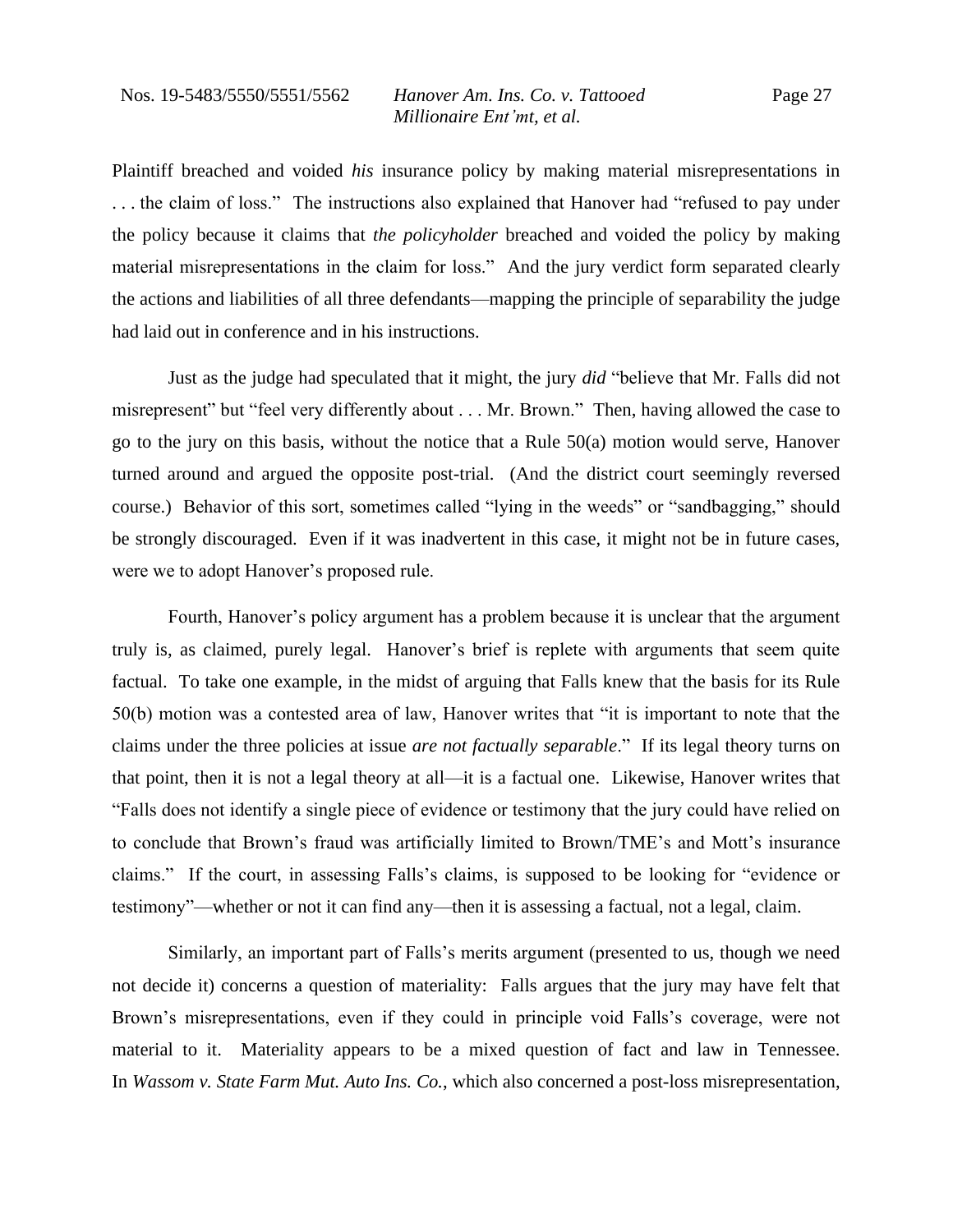Plaintiff breached and voided *his* insurance policy by making material misrepresentations in . . . the claim of loss." The instructions also explained that Hanover had "refused to pay under the policy because it claims that *the policyholder* breached and voided the policy by making material misrepresentations in the claim for loss." And the jury verdict form separated clearly the actions and liabilities of all three defendants—mapping the principle of separability the judge had laid out in conference and in his instructions.

Just as the judge had speculated that it might, the jury *did* "believe that Mr. Falls did not misrepresent" but "feel very differently about . . . Mr. Brown." Then, having allowed the case to go to the jury on this basis, without the notice that a Rule 50(a) motion would serve, Hanover turned around and argued the opposite post-trial. (And the district court seemingly reversed course.) Behavior of this sort, sometimes called "lying in the weeds" or "sandbagging," should be strongly discouraged. Even if it was inadvertent in this case, it might not be in future cases, were we to adopt Hanover's proposed rule.

Fourth, Hanover's policy argument has a problem because it is unclear that the argument truly is, as claimed, purely legal. Hanover's brief is replete with arguments that seem quite factual. To take one example, in the midst of arguing that Falls knew that the basis for its Rule 50(b) motion was a contested area of law, Hanover writes that "it is important to note that the claims under the three policies at issue *are not factually separable*." If its legal theory turns on that point, then it is not a legal theory at all—it is a factual one. Likewise, Hanover writes that "Falls does not identify a single piece of evidence or testimony that the jury could have relied on to conclude that Brown's fraud was artificially limited to Brown/TME's and Mott's insurance claims." If the court, in assessing Falls's claims, is supposed to be looking for "evidence or testimony"—whether or not it can find any—then it is assessing a factual, not a legal, claim.

Similarly, an important part of Falls's merits argument (presented to us, though we need not decide it) concerns a question of materiality: Falls argues that the jury may have felt that Brown's misrepresentations, even if they could in principle void Falls's coverage, were not material to it. Materiality appears to be a mixed question of fact and law in Tennessee. In *Wassom v. State Farm Mut. Auto Ins. Co.*, which also concerned a post-loss misrepresentation,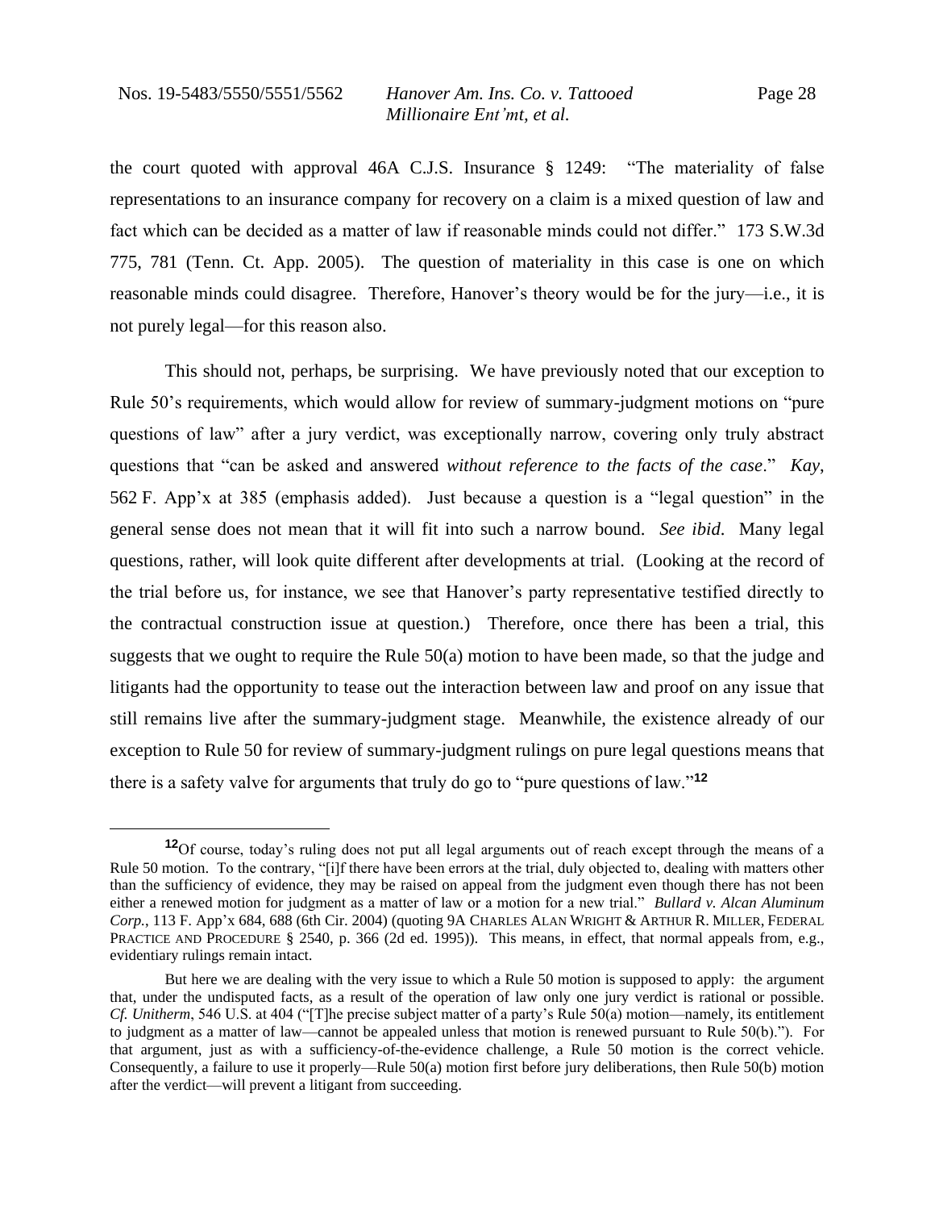the court quoted with approval 46A C.J.S. Insurance § 1249: "The materiality of false representations to an insurance company for recovery on a claim is a mixed question of law and fact which can be decided as a matter of law if reasonable minds could not differ." 173 S.W.3d 775, 781 (Tenn. Ct. App. 2005). The question of materiality in this case is one on which reasonable minds could disagree. Therefore, Hanover's theory would be for the jury—i.e., it is not purely legal—for this reason also.

This should not, perhaps, be surprising. We have previously noted that our exception to Rule 50's requirements, which would allow for review of summary-judgment motions on "pure questions of law" after a jury verdict, was exceptionally narrow, covering only truly abstract questions that "can be asked and answered *without reference to the facts of the case*." *Kay*, 562 F. App'x at 385 (emphasis added). Just because a question is a "legal question" in the general sense does not mean that it will fit into such a narrow bound. *See ibid*. Many legal questions, rather, will look quite different after developments at trial. (Looking at the record of the trial before us, for instance, we see that Hanover's party representative testified directly to the contractual construction issue at question.) Therefore, once there has been a trial, this suggests that we ought to require the Rule 50(a) motion to have been made, so that the judge and litigants had the opportunity to tease out the interaction between law and proof on any issue that still remains live after the summary-judgment stage. Meanwhile, the existence already of our exception to Rule 50 for review of summary-judgment rulings on pure legal questions means that there is a safety valve for arguments that truly do go to "pure questions of law."[12]

---

[12] Of course, today's ruling does not put all legal arguments out of reach except through the means of a Rule 50 motion. To the contrary, "[i]f there have been errors at the trial, duly objected to, dealing with matters other than the sufficiency of evidence, they may be raised on appeal from the judgment even though there has not been either a renewed motion for judgment as a matter of law or a motion for a new trial." *Bullard v. Alcan Aluminum Corp.*, 113 F. App'x 684, 688 (6th Cir. 2004) (quoting 9A CHARLES ALAN WRIGHT & ARTHUR R. MILLER, FEDERAL PRACTICE AND PROCEDURE § 2540, p. 366 (2d ed. 1995)). This means, in effect, that normal appeals from, e.g., evidentiary rulings remain intact.

But here we are dealing with the very issue to which a Rule 50 motion is supposed to apply: the argument that, under the undisputed facts, as a result of the operation of law only one jury verdict is rational or possible. *Cf. Unitherm*, 546 U.S. at 404 ("[T]he precise subject matter of a party's Rule 50(a) motion—namely, its entitlement to judgment as a matter of law—cannot be appealed unless that motion is renewed pursuant to Rule 50(b)."). For that argument, just as with a sufficiency-of-the-evidence challenge, a Rule 50 motion is the correct vehicle. Consequently, a failure to use it properly—Rule 50(a) motion first before jury deliberations, then Rule 50(b) motion after the verdict—will prevent a litigant from succeeding.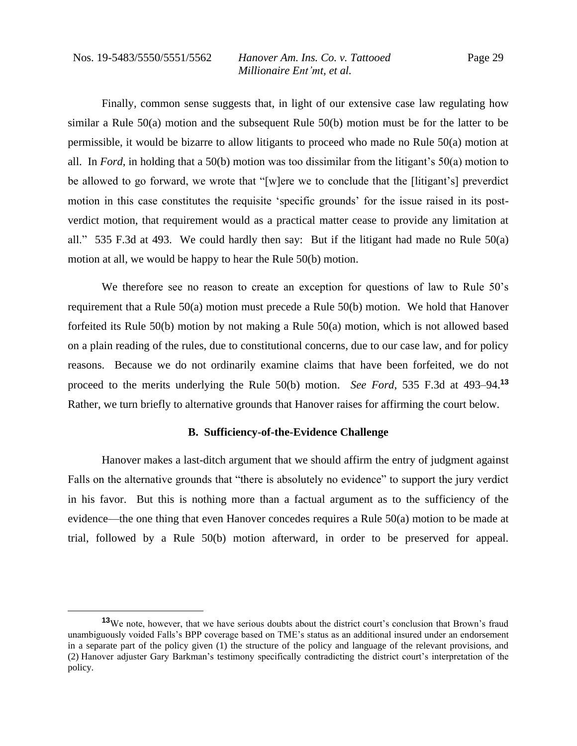Finally, common sense suggests that, in light of our extensive case law regulating how similar a Rule 50(a) motion and the subsequent Rule 50(b) motion must be for the latter to be permissible, it would be bizarre to allow litigants to proceed who made no Rule 50(a) motion at all. In *Ford*, in holding that a 50(b) motion was too dissimilar from the litigant's 50(a) motion to be allowed to go forward, we wrote that "[w]ere we to conclude that the [litigant's] preverdict motion in this case constitutes the requisite 'specific grounds' for the issue raised in its post-verdict motion, that requirement would as a practical matter cease to provide any limitation at all." 535 F.3d at 493. We could hardly then say: But if the litigant had made no Rule 50(a) motion at all, we would be happy to hear the Rule 50(b) motion.

We therefore see no reason to create an exception for questions of law to Rule 50's requirement that a Rule 50(a) motion must precede a Rule 50(b) motion. We hold that Hanover forfeited its Rule 50(b) motion by not making a Rule 50(a) motion, which is not allowed based on a plain reading of the rules, due to constitutional concerns, due to our case law, and for policy reasons. Because we do not ordinarily examine claims that have been forfeited, we do not proceed to the merits underlying the Rule 50(b) motion. *See Ford*, 535 F.3d at 493–94.[13] Rather, we turn briefly to alternative grounds that Hanover raises for affirming the court below.

### B. Sufficiency-of-the-Evidence Challenge

Hanover makes a last-ditch argument that we should affirm the entry of judgment against Falls on the alternative grounds that "there is absolutely no evidence" to support the jury verdict in his favor. But this is nothing more than a factual argument as to the sufficiency of the evidence—the one thing that even Hanover concedes requires a Rule 50(a) motion to be made at trial, followed by a Rule 50(b) motion afterward, in order to be preserved for appeal.

[13] We note, however, that we have serious doubts about the district court's conclusion that Brown's fraud unambiguously voided Falls's BPP coverage based on TME's status as an additional insured under an endorsement in a separate part of the policy given (1) the structure of the policy and language of the relevant provisions, and (2) Hanover adjuster Gary Barkman's testimony specifically contradicting the district court's interpretation of the policy.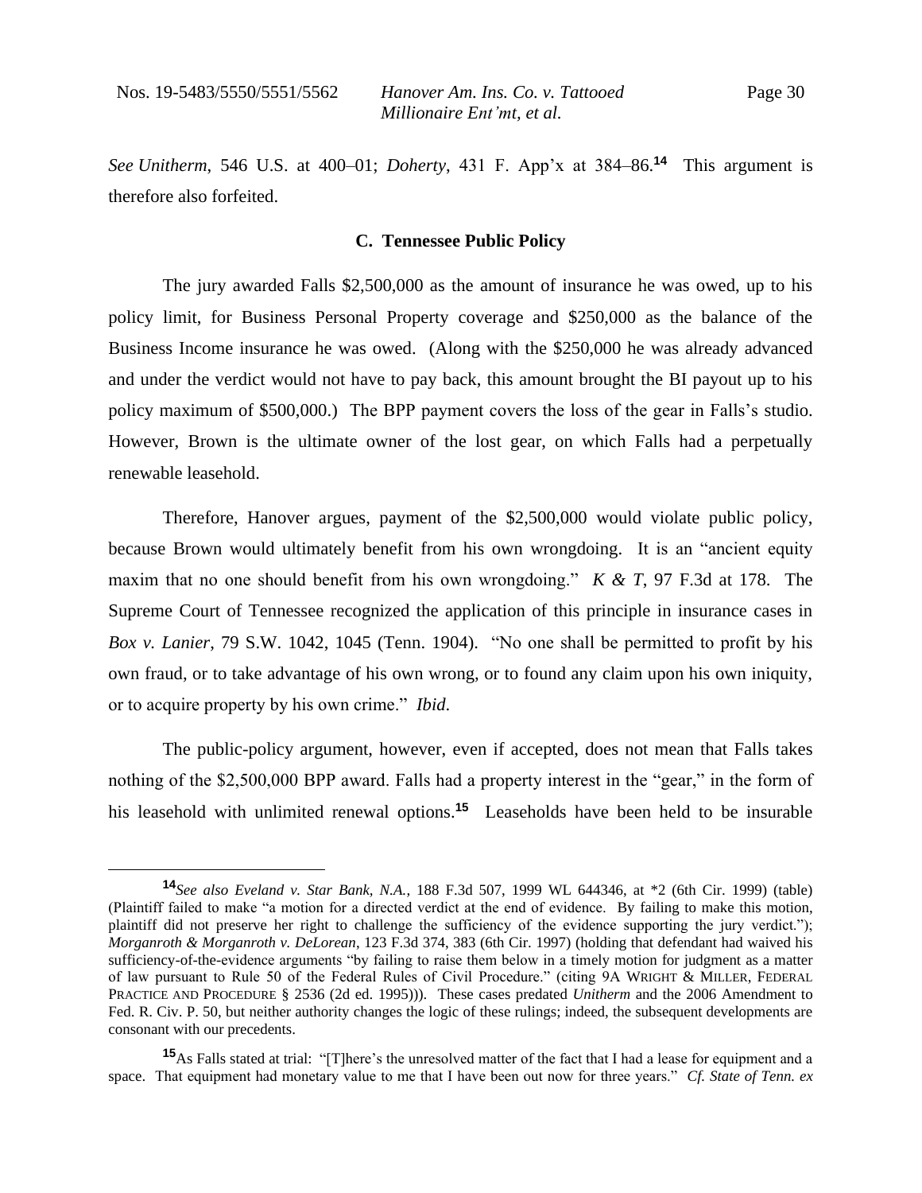*See Unitherm*, 546 U.S. at 400–01; *Doherty*, 431 F. App'x at 384–86.[14] This argument is therefore also forfeited.

### C. Tennessee Public Policy

The jury awarded Falls $2,500,000 as the amount of insurance he was owed, up to his policy limit, for Business Personal Property coverage and $250,000 as the balance of the Business Income insurance he was owed. (Along with the $250,000 he was already advanced and under the verdict would not have to pay back, this amount brought the BI payout up to his policy maximum of $500,000.) The BPP payment covers the loss of the gear in Falls's studio. However, Brown is the ultimate owner of the lost gear, on which Falls had a perpetually renewable leasehold.

Therefore, Hanover argues, payment of the $2,500,000 would violate public policy, because Brown would ultimately benefit from his own wrongdoing. It is an "ancient equity maxim that no one should benefit from his own wrongdoing." *K & T*, 97 F.3d at 178. The Supreme Court of Tennessee recognized the application of this principle in insurance cases in *Box v. Lanier*, 79 S.W. 1042, 1045 (Tenn. 1904). "No one shall be permitted to profit by his own fraud, or to take advantage of his own wrong, or to found any claim upon his own iniquity, or to acquire property by his own crime." *Ibid.*

The public-policy argument, however, even if accepted, does not mean that Falls takes nothing of the $2,500,000 BPP award. Falls had a property interest in the "gear," in the form of his leasehold with unlimited renewal options.[15] Leaseholds have been held to be insurable

---

[14] *See also Eveland v. Star Bank, N.A.*, 188 F.3d 507, 1999 WL 644346, at *2 (6th Cir. 1999) (table) (Plaintiff failed to make "a motion for a directed verdict at the end of evidence. By failing to make this motion, plaintiff did not preserve her right to challenge the sufficiency of the evidence supporting the jury verdict."); *Morganroth & Morganroth v. DeLorean*, 123 F.3d 374, 383 (6th Cir. 1997) (holding that defendant had waived his sufficiency-of-the-evidence arguments "by failing to raise them below in a timely motion for judgment as a matter of law pursuant to Rule 50 of the Federal Rules of Civil Procedure." (citing 9A WRIGHT & MILLER, FEDERAL PRACTICE AND PROCEDURE § 2536 (2d ed. 1995))). These cases predated *Unitherm* and the 2006 Amendment to Fed. R. Civ. P. 50, but neither authority changes the logic of these rulings; indeed, the subsequent developments are consonant with our precedents.

[15] As Falls stated at trial: "[T]here's the unresolved matter of the fact that I had a lease for equipment and a space. That equipment had monetary value to me that I have been out now for three years." *Cf. State of Tenn. ex*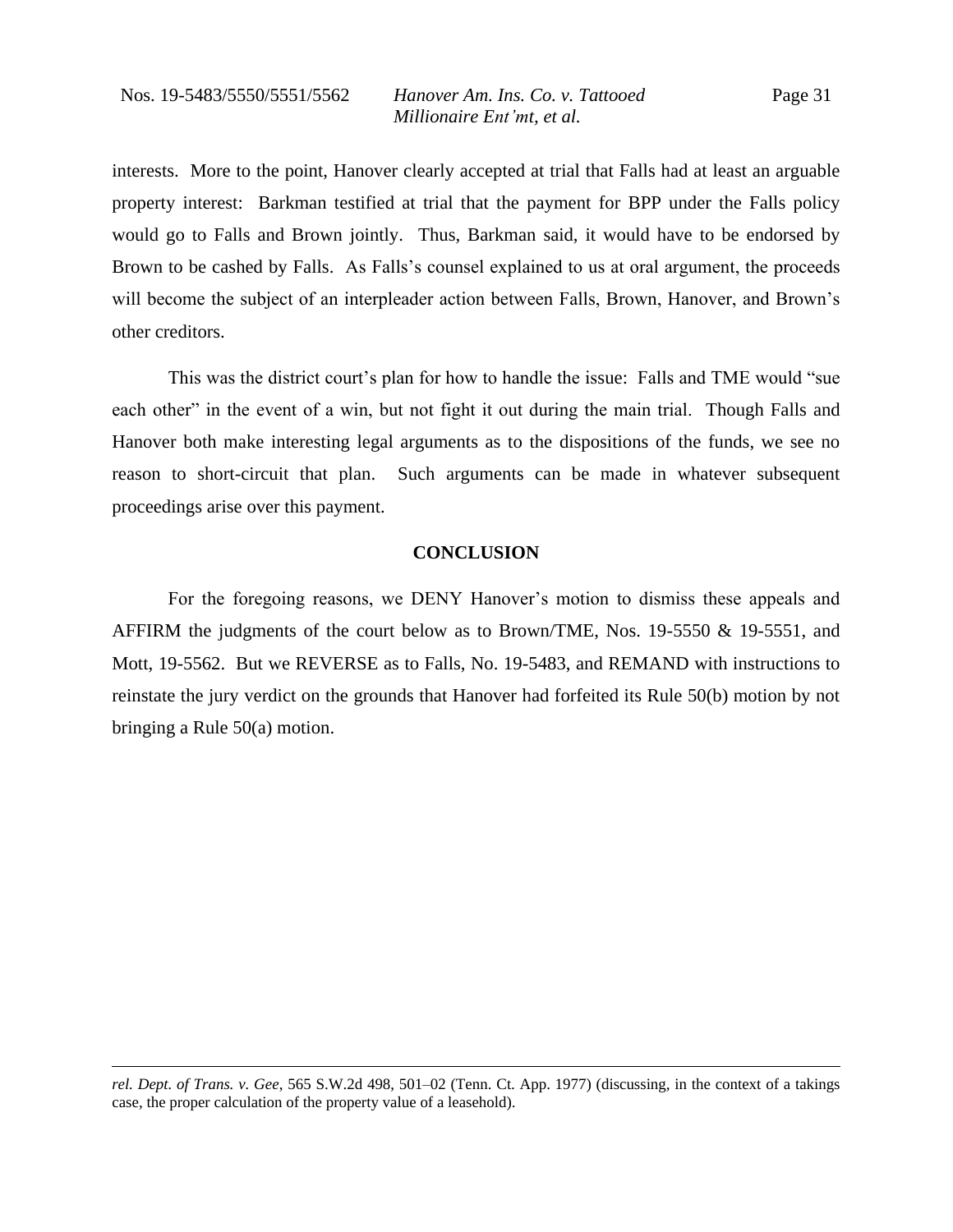interests. More to the point, Hanover clearly accepted at trial that Falls had at least an arguable property interest: Barkman testified at trial that the payment for BPP under the Falls policy would go to Falls and Brown jointly. Thus, Barkman said, it would have to be endorsed by Brown to be cashed by Falls. As Falls's counsel explained to us at oral argument, the proceeds will become the subject of an interpleader action between Falls, Brown, Hanover, and Brown's other creditors.

This was the district court's plan for how to handle the issue: Falls and TME would "sue each other" in the event of a win, but not fight it out during the main trial. Though Falls and Hanover both make interesting legal arguments as to the dispositions of the funds, we see no reason to short-circuit that plan. Such arguments can be made in whatever subsequent proceedings arise over this payment.

## CONCLUSION

For the foregoing reasons, we DENY Hanover's motion to dismiss these appeals and AFFIRM the judgments of the court below as to Brown/TME, Nos. 19-5550 & 19-5551, and Mott, 19-5562. But we REVERSE as to Falls, No. 19-5483, and REMAND with instructions to reinstate the jury verdict on the grounds that Hanover had forfeited its Rule 50(b) motion by not bringing a Rule 50(a) motion.

---

*rel. Dept. of Trans. v. Gee*, 565 S.W.2d 498, 501–02 (Tenn. Ct. App. 1977) (discussing, in the context of a takings case, the proper calculation of the property value of a leasehold).